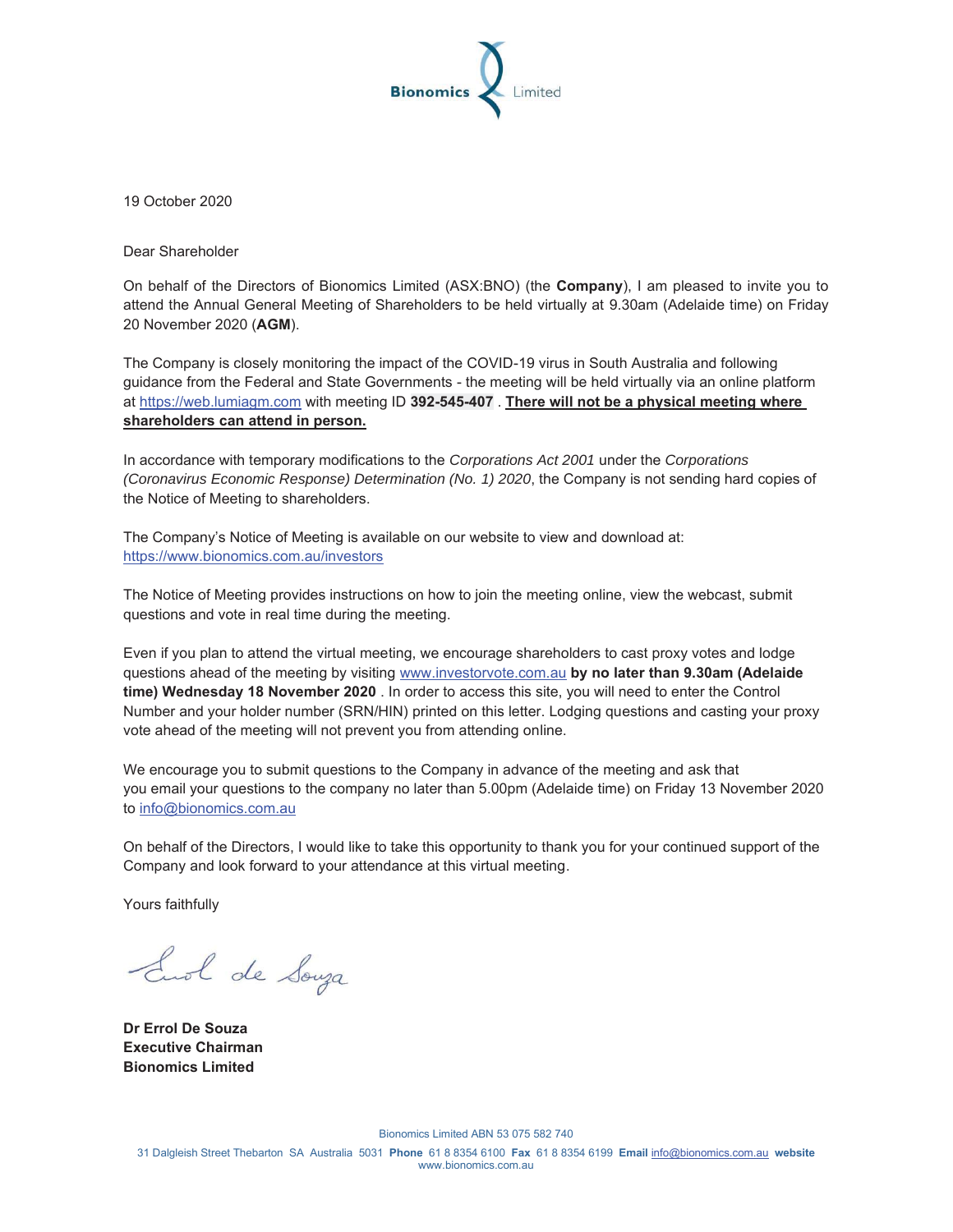**Bionomics** Limited

19 October 2020

Dear Shareholder

On behalf of the Directors of Bionomics Limited (ASX:BNO) (the **Company**), I am pleased to invite you to attend the Annual General Meeting of Shareholders to be held virtually at 9.30am (Adelaide time) on Friday 20 November 2020 (**AGM**).

The Company is closely monitoring the impact of the COVID-19 virus in South Australia and following guidance from the Federal and State Governments - the meeting will be held virtually via an online platform at https://web.lumiagm.com with meeting ID **392-545-407** . **There will not be a physical meeting where shareholders can attend in person.**

In accordance with temporary modifications to the *Corporations Act 2001* under the *Corporations (Coronavirus Economic Response) Determination (No. 1) 2020*, the Company is not sending hard copies of the Notice of Meeting to shareholders.

The Company's Notice of Meeting is available on our website to view and download at: https://www.bionomics.com.au/investors

The Notice of Meeting provides instructions on how to join the meeting online, view the webcast, submit questions and vote in real time during the meeting.

Even if you plan to attend the virtual meeting, we encourage shareholders to cast proxy votes and lodge questions ahead of the meeting by visiting www.investorvote.com.au **by no later than 9.30am (Adelaide time) Wednesday 18 November 2020** . In order to access this site, you will need to enter the Control Number and your holder number (SRN/HIN) printed on this letter. Lodging questions and casting your proxy vote ahead of the meeting will not prevent you from attending online.

We encourage you to submit questions to the Company in advance of the meeting and ask that you email your questions to the company no later than 5.00pm (Adelaide time) on Friday 13 November 2020 to info@bionomics.com.au

On behalf of the Directors, I would like to take this opportunity to thank you for your continued support of the Company and look forward to your attendance at this virtual meeting.

Yours faithfully

Errol de Souza

**Dr Errol De Souza**
**Executive Chairman**
**Bionomics Limited**

Bionomics Limited ABN 53 075 582 740

31 Dalgleish Street Thebarton SA Australia 5031 **Phone** 61 8 8354 6100 **Fax** 61 8 8354 6199 **Email** info@bionomics.com.au **website** www.bionomics.com.au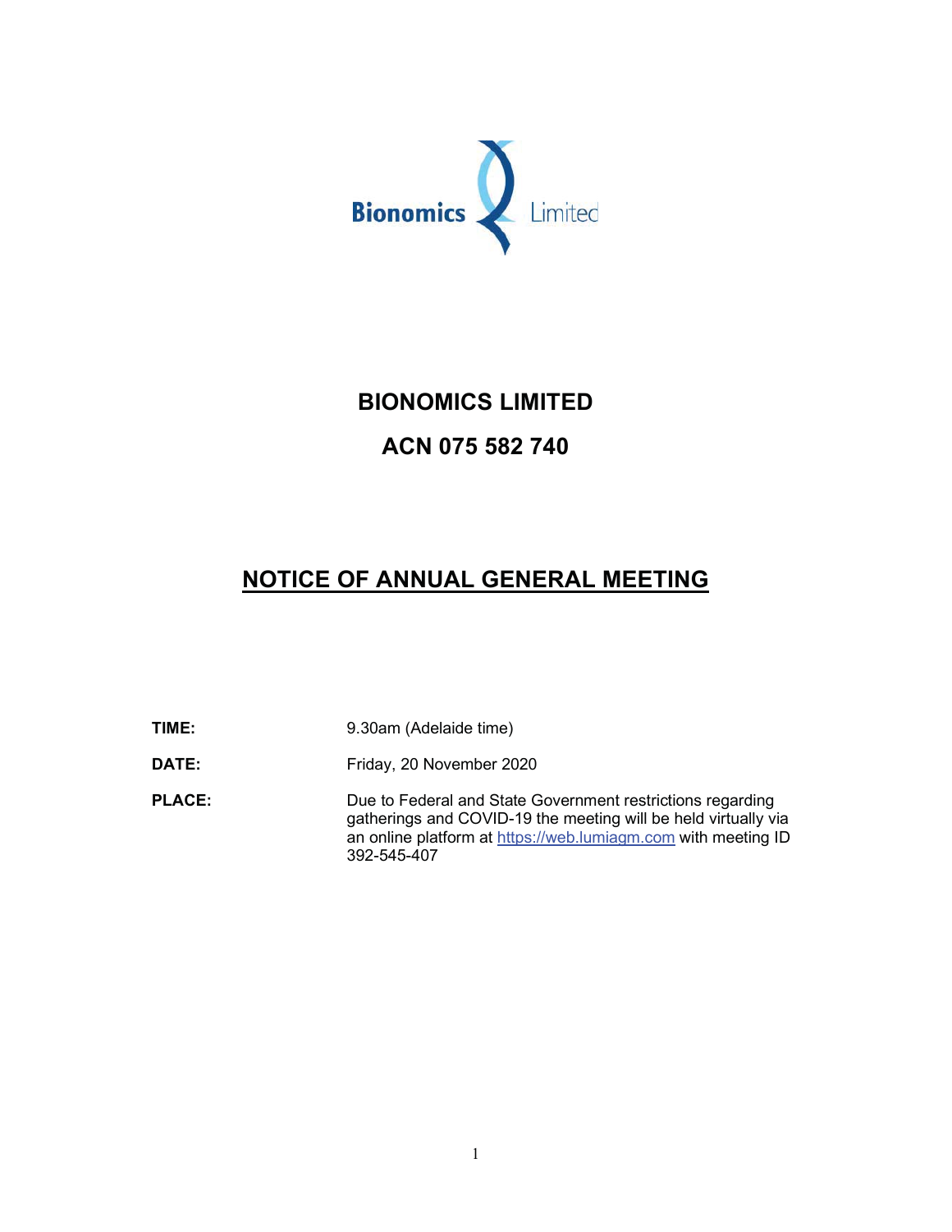Bionomics Limited

# BIONOMICS LIMITED

## ACN 075 582 740

# NOTICE OF ANNUAL GENERAL MEETING

| | |
|---|---|
| **TIME:** | 9.30am (Adelaide time) |
| **DATE:** | Friday, 20 November 2020 |
| **PLACE:** | Due to Federal and State Government restrictions regarding gatherings and COVID-19 the meeting will be held virtually via an online platform at https://web.lumiagm.com with meeting ID 392-545-407 |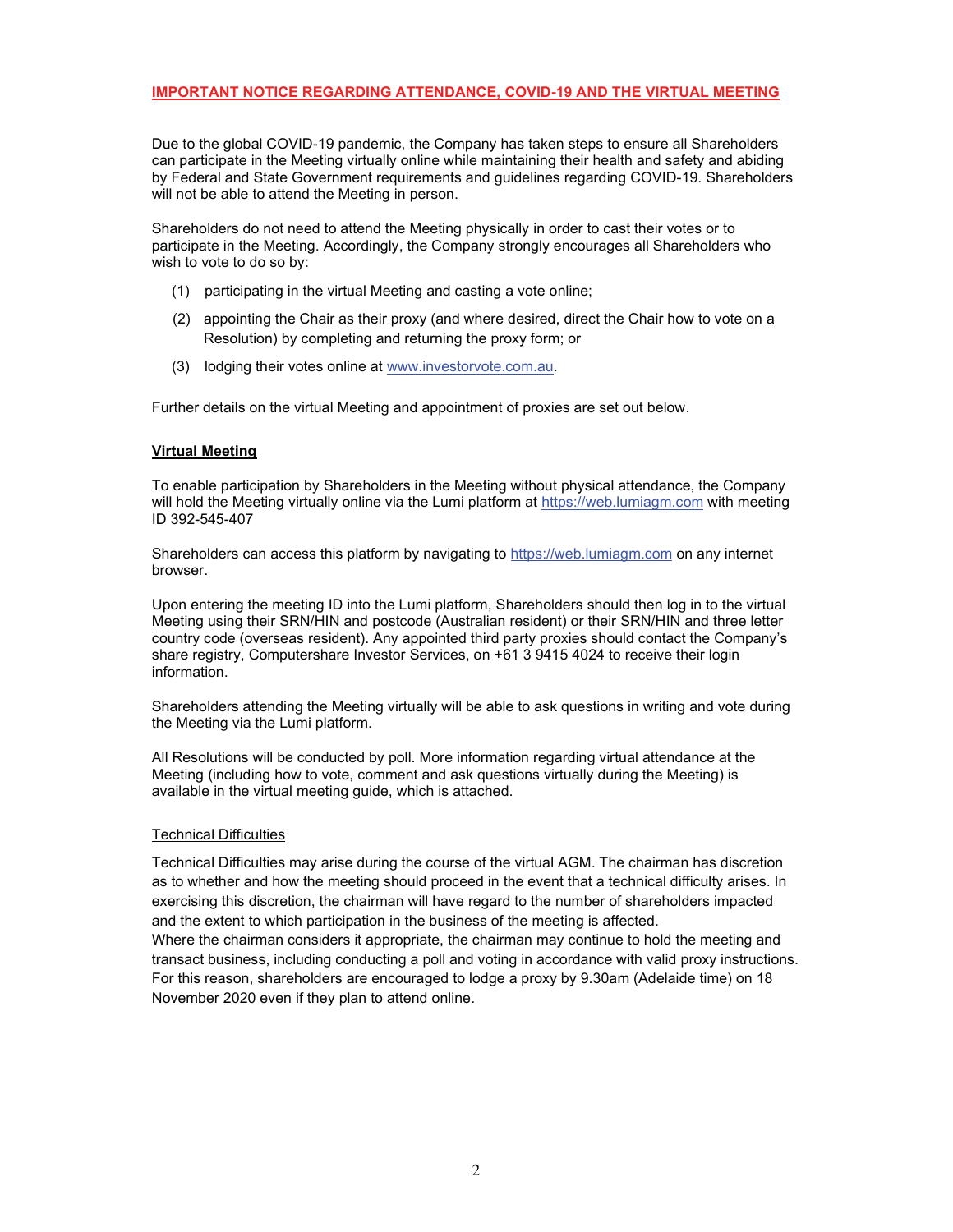## IMPORTANT NOTICE REGARDING ATTENDANCE, COVID-19 AND THE VIRTUAL MEETING

Due to the global COVID-19 pandemic, the Company has taken steps to ensure all Shareholders can participate in the Meeting virtually online while maintaining their health and safety and abiding by Federal and State Government requirements and guidelines regarding COVID-19. Shareholders will not be able to attend the Meeting in person.

Shareholders do not need to attend the Meeting physically in order to cast their votes or to participate in the Meeting. Accordingly, the Company strongly encourages all Shareholders who wish to vote to do so by:

(1) participating in the virtual Meeting and casting a vote online;

(2) appointing the Chair as their proxy (and where desired, direct the Chair how to vote on a Resolution) by completing and returning the proxy form; or

(3) lodging their votes online at www.investorvote.com.au.

Further details on the virtual Meeting and appointment of proxies are set out below.

### Virtual Meeting

To enable participation by Shareholders in the Meeting without physical attendance, the Company will hold the Meeting virtually online via the Lumi platform at https://web.lumiagm.com with meeting ID 392-545-407

Shareholders can access this platform by navigating to https://web.lumiagm.com on any internet browser.

Upon entering the meeting ID into the Lumi platform, Shareholders should then log in to the virtual Meeting using their SRN/HIN and postcode (Australian resident) or their SRN/HIN and three letter country code (overseas resident). Any appointed third party proxies should contact the Company's share registry, Computershare Investor Services, on +61 3 9415 4024 to receive their login information.

Shareholders attending the Meeting virtually will be able to ask questions in writing and vote during the Meeting via the Lumi platform.

All Resolutions will be conducted by poll. More information regarding virtual attendance at the Meeting (including how to vote, comment and ask questions virtually during the Meeting) is available in the virtual meeting guide, which is attached.

#### Technical Difficulties

Technical Difficulties may arise during the course of the virtual AGM. The chairman has discretion as to whether and how the meeting should proceed in the event that a technical difficulty arises. In exercising this discretion, the chairman will have regard to the number of shareholders impacted and the extent to which participation in the business of the meeting is affected.
Where the chairman considers it appropriate, the chairman may continue to hold the meeting and transact business, including conducting a poll and voting in accordance with valid proxy instructions. For this reason, shareholders are encouraged to lodge a proxy by 9.30am (Adelaide time) on 18 November 2020 even if they plan to attend online.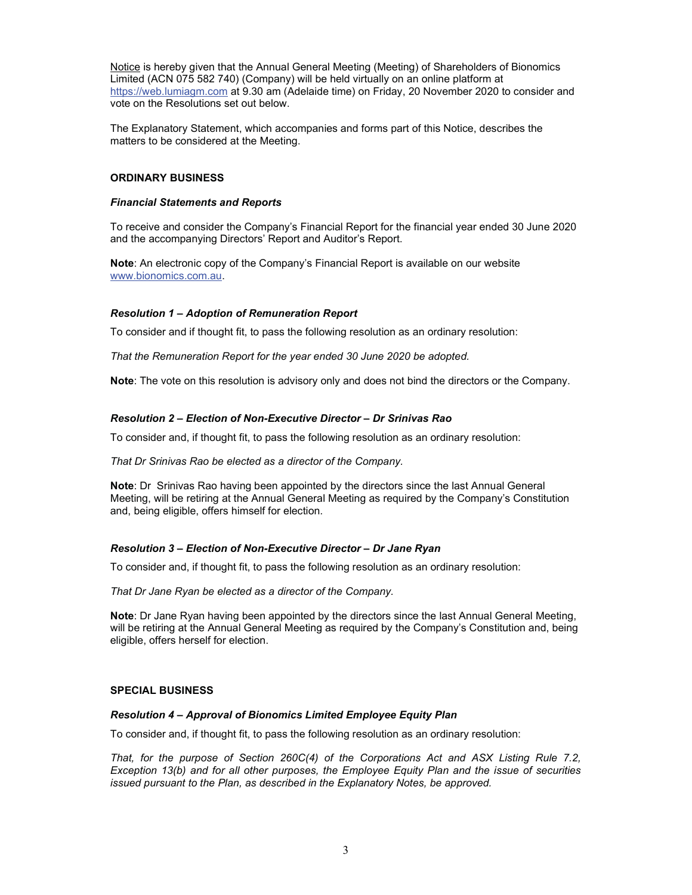Notice is hereby given that the Annual General Meeting (Meeting) of Shareholders of Bionomics Limited (ACN 075 582 740) (Company) will be held virtually on an online platform at https://web.lumiagm.com at 9.30 am (Adelaide time) on Friday, 20 November 2020 to consider and vote on the Resolutions set out below.

The Explanatory Statement, which accompanies and forms part of this Notice, describes the matters to be considered at the Meeting.

## ORDINARY BUSINESS

### *Financial Statements and Reports*

To receive and consider the Company's Financial Report for the financial year ended 30 June 2020 and the accompanying Directors' Report and Auditor's Report.

**Note**: An electronic copy of the Company's Financial Report is available on our website www.bionomics.com.au.

### *Resolution 1 – Adoption of Remuneration Report*

To consider and if thought fit, to pass the following resolution as an ordinary resolution:

*That the Remuneration Report for the year ended 30 June 2020 be adopted.*

**Note**: The vote on this resolution is advisory only and does not bind the directors or the Company.

### *Resolution 2 – Election of Non-Executive Director – Dr Srinivas Rao*

To consider and, if thought fit, to pass the following resolution as an ordinary resolution:

*That Dr Srinivas Rao be elected as a director of the Company.*

**Note**: Dr Srinivas Rao having been appointed by the directors since the last Annual General Meeting, will be retiring at the Annual General Meeting as required by the Company's Constitution and, being eligible, offers himself for election.

### *Resolution 3 – Election of Non-Executive Director – Dr Jane Ryan*

To consider and, if thought fit, to pass the following resolution as an ordinary resolution:

*That Dr Jane Ryan be elected as a director of the Company.*

**Note**: Dr Jane Ryan having been appointed by the directors since the last Annual General Meeting, will be retiring at the Annual General Meeting as required by the Company's Constitution and, being eligible, offers herself for election.

## SPECIAL BUSINESS

### *Resolution 4 – Approval of Bionomics Limited Employee Equity Plan*

To consider and, if thought fit, to pass the following resolution as an ordinary resolution:

*That, for the purpose of Section 260C(4) of the Corporations Act and ASX Listing Rule 7.2, Exception 13(b) and for all other purposes, the Employee Equity Plan and the issue of securities issued pursuant to the Plan, as described in the Explanatory Notes, be approved.*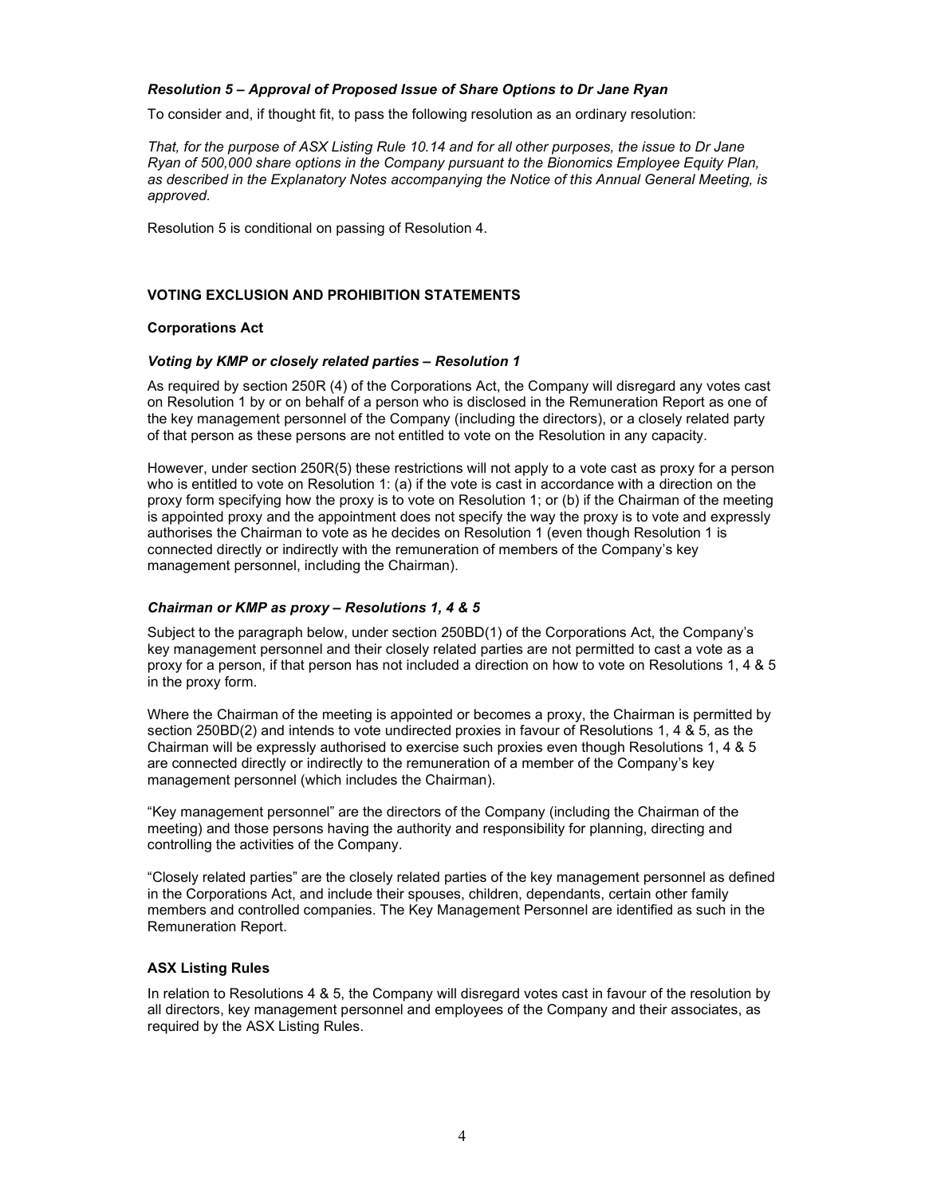### *Resolution 5 – Approval of Proposed Issue of Share Options to Dr Jane Ryan*

To consider and, if thought fit, to pass the following resolution as an ordinary resolution:

*That, for the purpose of ASX Listing Rule 10.14 and for all other purposes, the issue to Dr Jane Ryan of 500,000 share options in the Company pursuant to the Bionomics Employee Equity Plan, as described in the Explanatory Notes accompanying the Notice of this Annual General Meeting, is approved.*

Resolution 5 is conditional on passing of Resolution 4.

## VOTING EXCLUSION AND PROHIBITION STATEMENTS

### Corporations Act

#### *Voting by KMP or closely related parties – Resolution 1*

As required by section 250R (4) of the Corporations Act, the Company will disregard any votes cast on Resolution 1 by or on behalf of a person who is disclosed in the Remuneration Report as one of the key management personnel of the Company (including the directors), or a closely related party of that person as these persons are not entitled to vote on the Resolution in any capacity.

However, under section 250R(5) these restrictions will not apply to a vote cast as proxy for a person who is entitled to vote on Resolution 1: (a) if the vote is cast in accordance with a direction on the proxy form specifying how the proxy is to vote on Resolution 1; or (b) if the Chairman of the meeting is appointed proxy and the appointment does not specify the way the proxy is to vote and expressly authorises the Chairman to vote as he decides on Resolution 1 (even though Resolution 1 is connected directly or indirectly with the remuneration of members of the Company's key management personnel, including the Chairman).

#### *Chairman or KMP as proxy – Resolutions 1, 4 & 5*

Subject to the paragraph below, under section 250BD(1) of the Corporations Act, the Company's key management personnel and their closely related parties are not permitted to cast a vote as a proxy for a person, if that person has not included a direction on how to vote on Resolutions 1, 4 & 5 in the proxy form.

Where the Chairman of the meeting is appointed or becomes a proxy, the Chairman is permitted by section 250BD(2) and intends to vote undirected proxies in favour of Resolutions 1, 4 & 5, as the Chairman will be expressly authorised to exercise such proxies even though Resolutions 1, 4 & 5 are connected directly or indirectly to the remuneration of a member of the Company's key management personnel (which includes the Chairman).

"Key management personnel" are the directors of the Company (including the Chairman of the meeting) and those persons having the authority and responsibility for planning, directing and controlling the activities of the Company.

"Closely related parties" are the closely related parties of the key management personnel as defined in the Corporations Act, and include their spouses, children, dependants, certain other family members and controlled companies. The Key Management Personnel are identified as such in the Remuneration Report.

### ASX Listing Rules

In relation to Resolutions 4 & 5, the Company will disregard votes cast in favour of the resolution by all directors, key management personnel and employees of the Company and their associates, as required by the ASX Listing Rules.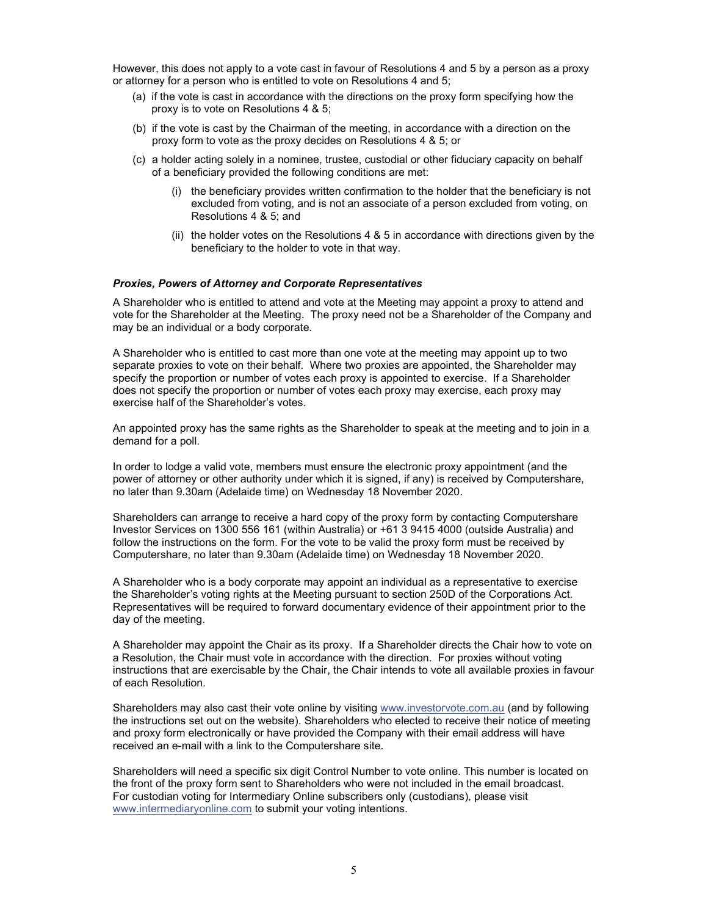However, this does not apply to a vote cast in favour of Resolutions 4 and 5 by a person as a proxy or attorney for a person who is entitled to vote on Resolutions 4 and 5;

(a) if the vote is cast in accordance with the directions on the proxy form specifying how the proxy is to vote on Resolutions 4 & 5;

(b) if the vote is cast by the Chairman of the meeting, in accordance with a direction on the proxy form to vote as the proxy decides on Resolutions 4 & 5; or

(c) a holder acting solely in a nominee, trustee, custodial or other fiduciary capacity on behalf of a beneficiary provided the following conditions are met:

   (i) the beneficiary provides written confirmation to the holder that the beneficiary is not excluded from voting, and is not an associate of a person excluded from voting, on Resolutions 4 & 5; and

   (ii) the holder votes on the Resolutions 4 & 5 in accordance with directions given by the beneficiary to the holder to vote in that way.

***Proxies, Powers of Attorney and Corporate Representatives***

A Shareholder who is entitled to attend and vote at the Meeting may appoint a proxy to attend and vote for the Shareholder at the Meeting. The proxy need not be a Shareholder of the Company and may be an individual or a body corporate.

A Shareholder who is entitled to cast more than one vote at the meeting may appoint up to two separate proxies to vote on their behalf. Where two proxies are appointed, the Shareholder may specify the proportion or number of votes each proxy is appointed to exercise. If a Shareholder does not specify the proportion or number of votes each proxy may exercise, each proxy may exercise half of the Shareholder's votes.

An appointed proxy has the same rights as the Shareholder to speak at the meeting and to join in a demand for a poll.

In order to lodge a valid vote, members must ensure the electronic proxy appointment (and the power of attorney or other authority under which it is signed, if any) is received by Computershare, no later than 9.30am (Adelaide time) on Wednesday 18 November 2020.

Shareholders can arrange to receive a hard copy of the proxy form by contacting Computershare Investor Services on 1300 556 161 (within Australia) or +61 3 9415 4000 (outside Australia) and follow the instructions on the form. For the vote to be valid the proxy form must be received by Computershare, no later than 9.30am (Adelaide time) on Wednesday 18 November 2020.

A Shareholder who is a body corporate may appoint an individual as a representative to exercise the Shareholder's voting rights at the Meeting pursuant to section 250D of the Corporations Act. Representatives will be required to forward documentary evidence of their appointment prior to the day of the meeting.

A Shareholder may appoint the Chair as its proxy. If a Shareholder directs the Chair how to vote on a Resolution, the Chair must vote in accordance with the direction. For proxies without voting instructions that are exercisable by the Chair, the Chair intends to vote all available proxies in favour of each Resolution.

Shareholders may also cast their vote online by visiting www.investorvote.com.au (and by following the instructions set out on the website). Shareholders who elected to receive their notice of meeting and proxy form electronically or have provided the Company with their email address will have received an e-mail with a link to the Computershare site.

Shareholders will need a specific six digit Control Number to vote online. This number is located on the front of the proxy form sent to Shareholders who were not included in the email broadcast. For custodian voting for Intermediary Online subscribers only (custodians), please visit www.intermediaryonline.com to submit your voting intentions.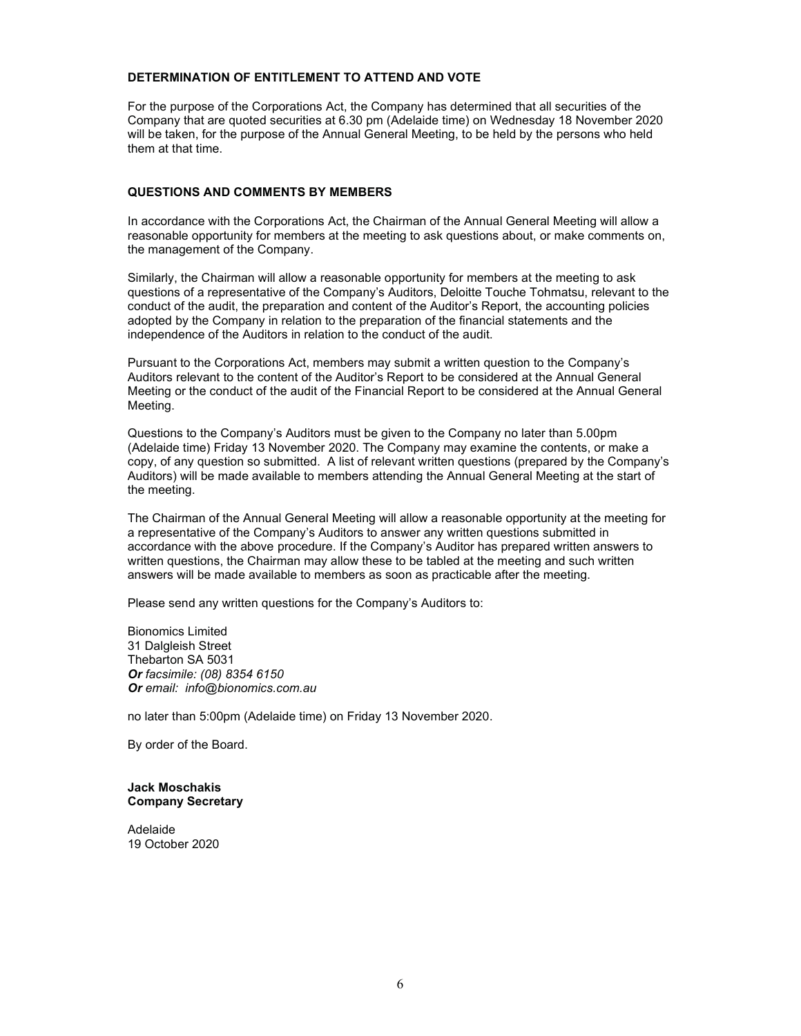**DETERMINATION OF ENTITLEMENT TO ATTEND AND VOTE**

For the purpose of the Corporations Act, the Company has determined that all securities of the Company that are quoted securities at 6.30 pm (Adelaide time) on Wednesday 18 November 2020 will be taken, for the purpose of the Annual General Meeting, to be held by the persons who held them at that time.

**QUESTIONS AND COMMENTS BY MEMBERS**

In accordance with the Corporations Act, the Chairman of the Annual General Meeting will allow a reasonable opportunity for members at the meeting to ask questions about, or make comments on, the management of the Company.

Similarly, the Chairman will allow a reasonable opportunity for members at the meeting to ask questions of a representative of the Company's Auditors, Deloitte Touche Tohmatsu, relevant to the conduct of the audit, the preparation and content of the Auditor's Report, the accounting policies adopted by the Company in relation to the preparation of the financial statements and the independence of the Auditors in relation to the conduct of the audit.

Pursuant to the Corporations Act, members may submit a written question to the Company's Auditors relevant to the content of the Auditor's Report to be considered at the Annual General Meeting or the conduct of the audit of the Financial Report to be considered at the Annual General Meeting.

Questions to the Company's Auditors must be given to the Company no later than 5.00pm (Adelaide time) Friday 13 November 2020. The Company may examine the contents, or make a copy, of any question so submitted. A list of relevant written questions (prepared by the Company's Auditors) will be made available to members attending the Annual General Meeting at the start of the meeting.

The Chairman of the Annual General Meeting will allow a reasonable opportunity at the meeting for a representative of the Company's Auditors to answer any written questions submitted in accordance with the above procedure. If the Company's Auditor has prepared written answers to written questions, the Chairman may allow these to be tabled at the meeting and such written answers will be made available to members as soon as practicable after the meeting.

Please send any written questions for the Company's Auditors to:

Bionomics Limited
31 Dalgleish Street
Thebarton SA 5031
***Or*** *facsimile: (08) 8354 6150*
***Or*** *email: info@bionomics.com.au*

no later than 5:00pm (Adelaide time) on Friday 13 November 2020.

By order of the Board.

**Jack Moschakis**
**Company Secretary**

Adelaide
19 October 2020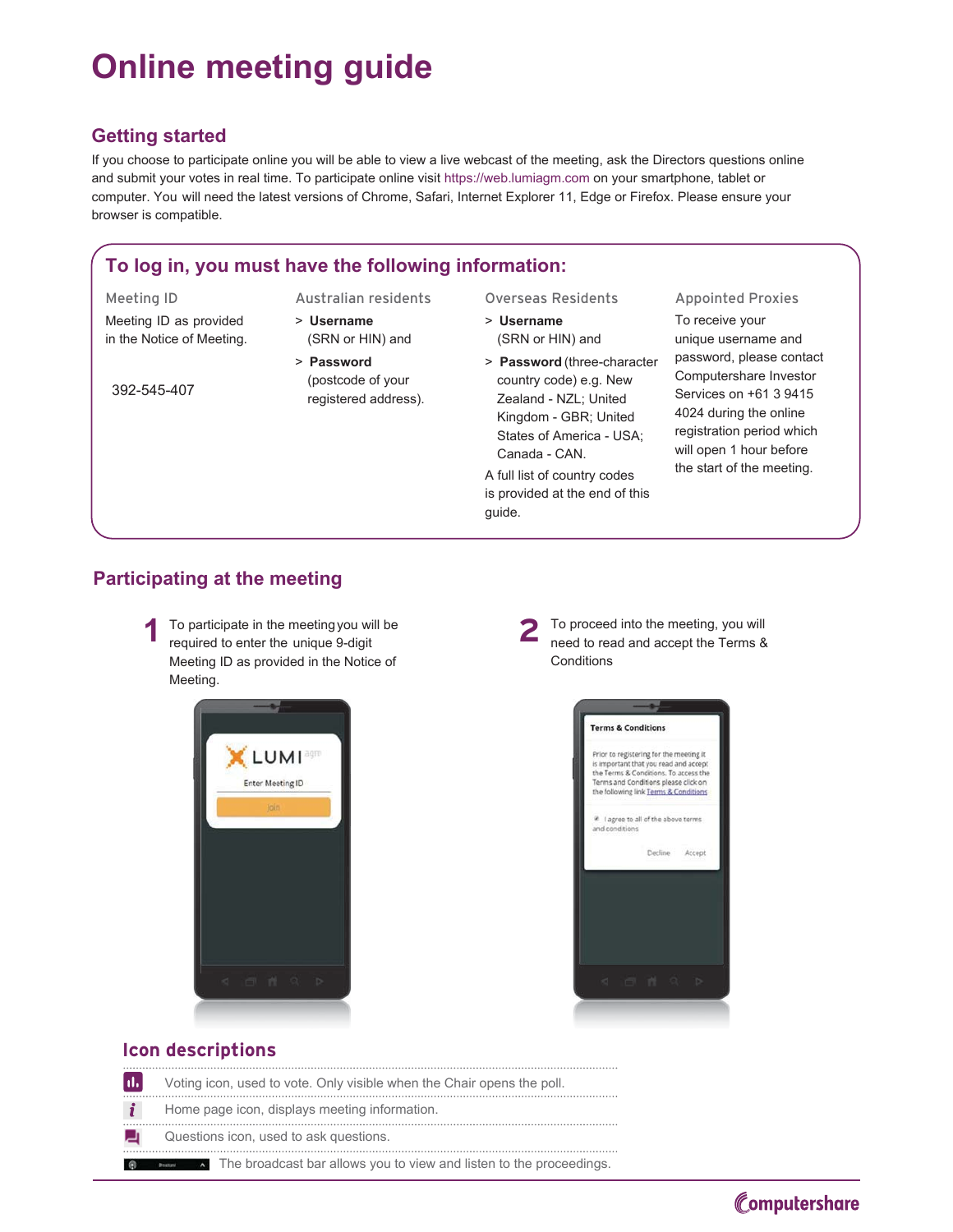# Online meeting guide

## Getting started

If you choose to participate online you will be able to view a live webcast of the meeting, ask the Directors questions online and submit your votes in real time. To participate online visit https://web.lumiagm.com on your smartphone, tablet or computer. You will need the latest versions of Chrome, Safari, Internet Explorer 11, Edge or Firefox. Please ensure your browser is compatible.

### To log in, you must have the following information:

**Meeting ID**

Meeting ID as provided in the Notice of Meeting.

392-545-407

**Australian residents**

> **Username** (SRN or HIN) and

> **Password** (postcode of your registered address).

**Overseas Residents**

> **Username** (SRN or HIN) and

> **Password** (three-character country code) e.g. New Zealand - NZL; United Kingdom - GBR; United States of America - USA; Canada - CAN.

A full list of country codes is provided at the end of this guide.

**Appointed Proxies**

To receive your unique username and password, please contact Computershare Investor Services on +61 3 9415 4024 during the online registration period which will open 1 hour before the start of the meeting.

## Participating at the meeting

**1** To participate in the meeting you will be required to enter the unique 9-digit Meeting ID as provided in the Notice of Meeting.

**2** To proceed into the meeting, you will need to read and accept the Terms & Conditions

## Icon descriptions

- Voting icon, used to vote. Only visible when the Chair opens the poll.
- Home page icon, displays meeting information.
- Questions icon, used to ask questions.
- The broadcast bar allows you to view and listen to the proceedings.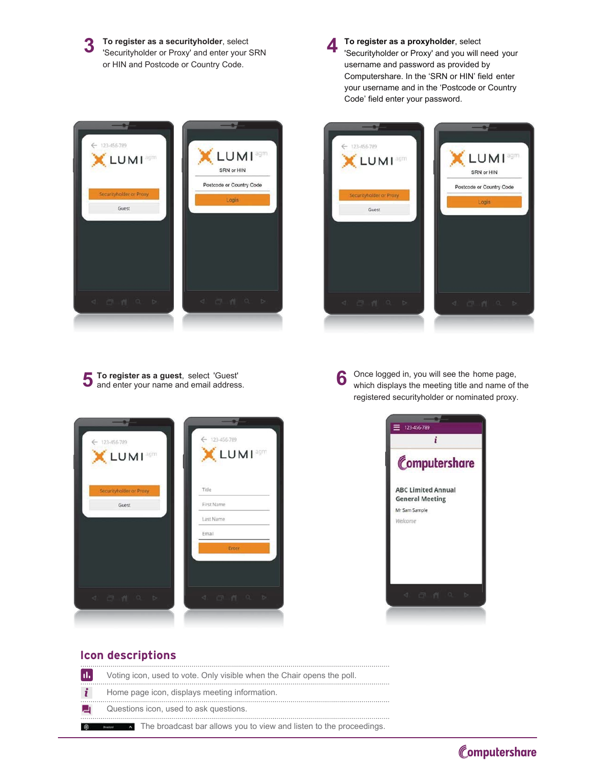**3** **To register as a securityholder**, select 'Securityholder or Proxy' and enter your SRN or HIN and Postcode or Country Code.

**4** **To register as a proxyholder**, select 'Securityholder or Proxy' and you will need your username and password as provided by Computershare. In the 'SRN or HIN' field enter your username and in the 'Postcode or Country Code' field enter your password.

**5** **To register as a guest**, select 'Guest' and enter your name and email address.

**6** Once logged in, you will see the home page, which displays the meeting title and name of the registered securityholder or nominated proxy.

## Icon descriptions

- Voting icon, used to vote. Only visible when the Chair opens the poll.
- Home page icon, displays meeting information.
- Questions icon, used to ask questions.
- The broadcast bar allows you to view and listen to the proceedings.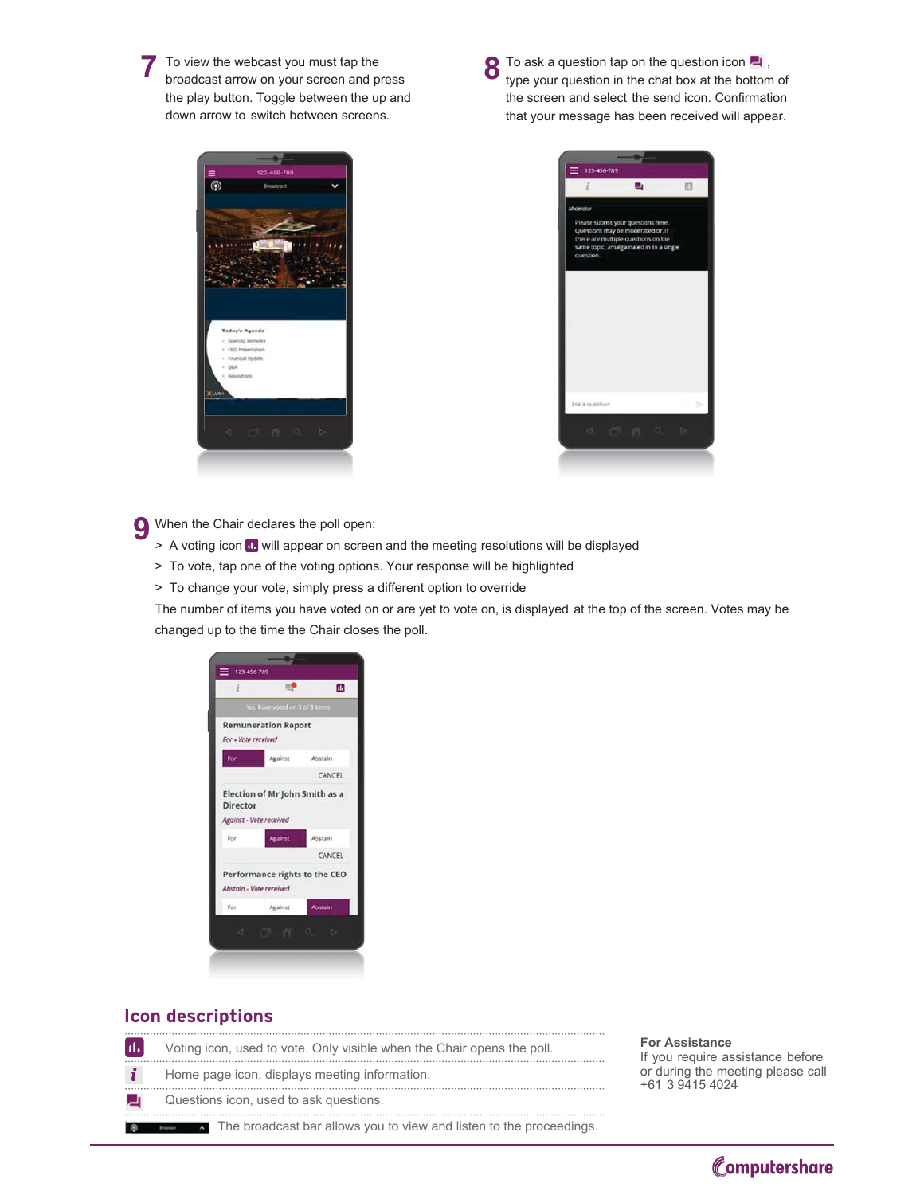**7** To view the webcast you must tap the broadcast arrow on your screen and press the play button. Toggle between the up and down arrow to switch between screens.

**8** To ask a question tap on the question icon, type your question in the chat box at the bottom of the screen and select the send icon. Confirmation that your message has been received will appear.

**9** When the Chair declares the poll open:

> A voting icon will appear on screen and the meeting resolutions will be displayed
> To vote, tap one of the voting options. Your response will be highlighted
> To change your vote, simply press a different option to override

The number of items you have voted on or are yet to vote on, is displayed at the top of the screen. Votes may be changed up to the time the Chair closes the poll.

## Icon descriptions

Voting icon, used to vote. Only visible when the Chair opens the poll.

Home page icon, displays meeting information.

Questions icon, used to ask questions.

The broadcast bar allows you to view and listen to the proceedings.

**For Assistance**
If you require assistance before or during the meeting please call +61 3 9415 4024

Computershare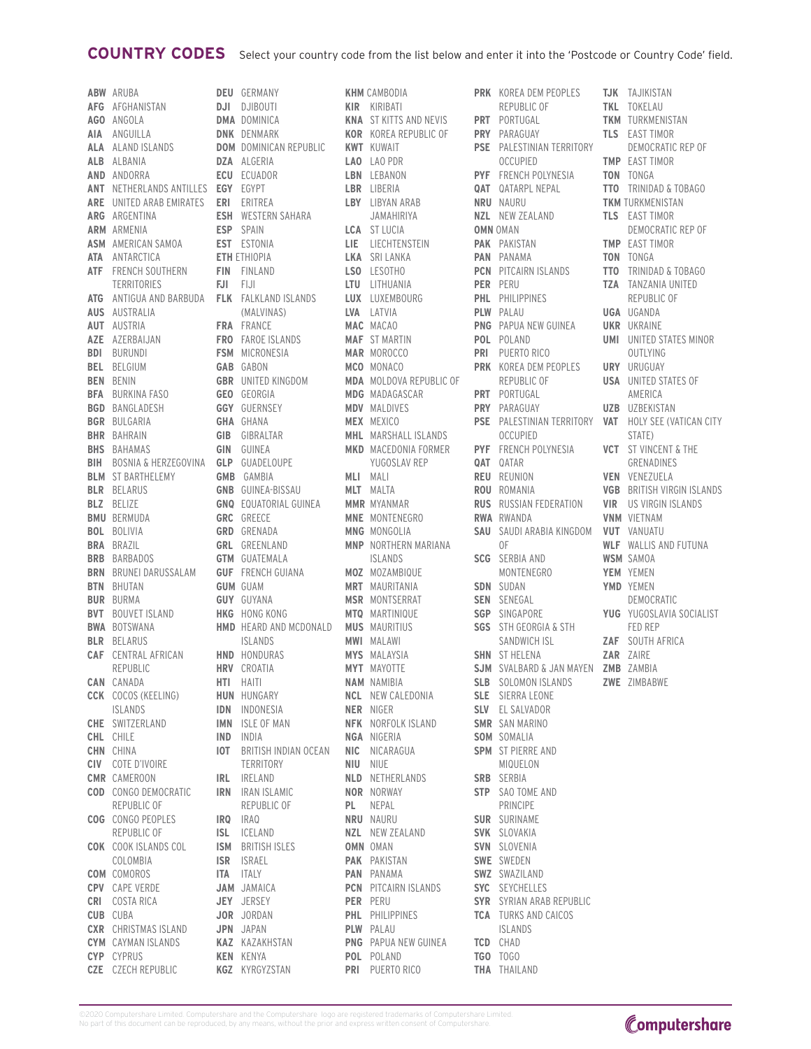## COUNTRY CODES

Select your country code from the list below and enter it into the 'Postcode or Country Code' field.

**ABW** ARUBA
**AFG** AFGHANISTAN
**AGO** ANGOLA
**AIA** ANGUILLA
**ALA** ALAND ISLANDS
**ALB** ALBANIA
**AND** ANDORRA
**ANT** NETHERLANDS ANTILLES
**ARE** UNITED ARAB EMIRATES
**ARG** ARGENTINA
**ARM** ARMENIA
**ASM** AMERICAN SAMOA
**ATA** ANTARCTICA
**ATF** FRENCH SOUTHERN TERRITORIES
**ATG** ANTIGUA AND BARBUDA
**AUS** AUSTRALIA
**AUT** AUSTRIA
**AZE** AZERBAIJAN
**BDI** BURUNDI
**BEL** BELGIUM
**BEN** BENIN
**BFA** BURKINA FASO
**BGD** BANGLADESH
**BGR** BULGARIA
**BHR** BAHRAIN
**BHS** BAHAMAS
**BIH** BOSNIA & HERZEGOVINA
**BLM** ST BARTHELEMY
**BLR** BELARUS
**BLZ** BELIZE
**BMU** BERMUDA
**BOL** BOLIVIA
**BRA** BRAZIL
**BRB** BARBADOS
**BRN** BRUNEI DARUSSALAM
**BTN** BHUTAN
**BUR** BURMA
**BVT** BOUVET ISLAND
**BWA** BOTSWANA
**BLR** BELARUS
**CAF** CENTRAL AFRICAN REPUBLIC
**CAN** CANADA
**CCK** COCOS (KEELING) ISLANDS
**CHE** SWITZERLAND
**CHL** CHILE
**CHN** CHINA
**CIV** COTE D'IVOIRE
**CMR** CAMEROON
**COD** CONGO DEMOCRATIC REPUBLIC OF
**COG** CONGO PEOPLES REPUBLIC OF
**COK** COOK ISLANDS COL COLOMBIA
**COM** COMOROS
**CPV** CAPE VERDE
**CRI** COSTA RICA
**CUB** CUBA
**CXR** CHRISTMAS ISLAND
**CYM** CAYMAN ISLANDS
**CYP** CYPRUS
**CZE** CZECH REPUBLIC
**DEU** GERMANY
**DJI** DJIBOUTI
**DMA** DOMINICA
**DNK** DENMARK
**DOM** DOMINICAN REPUBLIC
**DZA** ALGERIA
**ECU** ECUADOR
**EGY** EGYPT
**ERI** ERITREA
**ESH** WESTERN SAHARA
**ESP** SPAIN
**EST** ESTONIA
**ETH** ETHIOPIA
**FIN** FINLAND
**FJI** FIJI
**FLK** FALKLAND ISLANDS (MALVINAS)
**FRA** FRANCE
**FRO** FAROE ISLANDS
**FSM** MICRONESIA
**GAB** GABON
**GBR** UNITED KINGDOM
**GEO** GEORGIA
**GGY** GUERNSEY
**GHA** GHANA
**GIB** GIBRALTAR
**GIN** GUINEA
**GLP** GUADELOUPE
**GMB** GAMBIA
**GNB** GUINEA-BISSAU
**GNQ** EQUATORIAL GUINEA
**GRC** GREECE
**GRD** GRENADA
**GRL** GREENLAND
**GTM** GUATEMALA
**GUF** FRENCH GUIANA
**GUM** GUAM
**GUY** GUYANA
**HKG** HONG KONG
**HMD** HEARD AND MCDONALD ISLANDS
**HND** HONDURAS
**HRV** CROATIA
**HTI** HAITI
**HUN** HUNGARY
**IDN** INDONESIA
**IMN** ISLE OF MAN
**IND** INDIA
**IOT** BRITISH INDIAN OCEAN TERRITORY
**IRL** IRELAND
**IRN** IRAN ISLAMIC REPUBLIC OF
**IRQ** IRAQ
**ISL** ICELAND
**ISM** BRITISH ISLES
**ISR** ISRAEL
**ITA** ITALY
**JAM** JAMAICA
**JEY** JERSEY
**JOR** JORDAN
**JPN** JAPAN
**KAZ** KAZAKHSTAN
**KEN** KENYA
**KGZ** KYRGYZSTAN
**KHM** CAMBODIA
**KIR** KIRIBATI
**KNA** ST KITTS AND NEVIS
**KOR** KOREA REPUBLIC OF
**KWT** KUWAIT
**LAO** LAO PDR
**LBN** LEBANON
**LBR** LIBERIA
**LBY** LIBYAN ARAB JAMAHIRIYA
**LCA** ST LUCIA
**LIE** LIECHTENSTEIN
**LKA** SRI LANKA
**LSO** LESOTHO
**LTU** LITHUANIA
**LUX** LUXEMBOURG
**LVA** LATVIA
**MAC** MACAO
**MAF** ST MARTIN
**MAR** MOROCCO
**MCO** MONACO
**MDA** MOLDOVA REPUBLIC OF
**MDG** MADAGASCAR
**MDV** MALDIVES
**MEX** MEXICO
**MHL** MARSHALL ISLANDS
**MKD** MACEDONIA FORMER YUGOSLAV REP
**MLI** MALI
**MLT** MALTA
**MMR** MYANMAR
**MNE** MONTENEGRO
**MNG** MONGOLIA
**MNP** NORTHERN MARIANA ISLANDS
**MOZ** MOZAMBIQUE
**MRT** MAURITANIA
**MSR** MONTSERRAT
**MTQ** MARTINIQUE
**MUS** MAURITIUS
**MWI** MALAWI
**MYS** MALAYSIA
**MYT** MAYOTTE
**NAM** NAMIBIA
**NCL** NEW CALEDONIA
**NER** NIGER
**NFK** NORFOLK ISLAND
**NGA** NIGERIA
**NIC** NICARAGUA
**NIU** NIUE
**NLD** NETHERLANDS
**NOR** NORWAY
**PL** NEPAL
**NRU** NAURU
**NZL** NEW ZEALAND
**OMN** OMAN
**PAK** PAKISTAN
**PAN** PANAMA
**PCN** PITCAIRN ISLANDS
**PER** PERU
**PHL** PHILIPPINES
**PLW** PALAU
**PNG** PAPUA NEW GUINEA
**POL** POLAND
**PRI** PUERTO RICO
**PRK** KOREA DEM PEOPLES REPUBLIC OF
**PRT** PORTUGAL
**PRY** PARAGUAY
**PSE** PALESTINIAN TERRITORY OCCUPIED
**PYF** FRENCH POLYNESIA
**QAT** QATARPL NEPAL
**NRU** NAURU
**NZL** NEW ZEALAND
**OMN** OMAN
**PAK** PAKISTAN
**PAN** PANAMA
**PCN** PITCAIRN ISLANDS
**PER** PERU
**PHL** PHILIPPINES
**PLW** PALAU
**PNG** PAPUA NEW GUINEA
**POL** POLAND
**PRI** PUERTO RICO
**PRK** KOREA DEM PEOPLES REPUBLIC OF
**PRT** PORTUGAL
**PRY** PARAGUAY
**PSE** PALESTINIAN TERRITORY OCCUPIED
**PYF** FRENCH POLYNESIA
**QAT** QATAR
**REU** REUNION
**ROU** ROMANIA
**RUS** RUSSIAN FEDERATION
**RWA** RWANDA
**SAU** SAUDI ARABIA KINGDOM OF
**SCG** SERBIA AND MONTENEGRO
**SDN** SUDAN
**SEN** SENEGAL
**SGP** SINGAPORE
**SGS** STH GEORGIA & STH SANDWICH ISL
**SHN** ST HELENA
**SJM** SVALBARD & JAN MAYEN
**SLB** SOLOMON ISLANDS
**SLE** SIERRA LEONE
**SLV** EL SALVADOR
**SMR** SAN MARINO
**SOM** SOMALIA
**SPM** ST PIERRE AND MIQUELON
**SRB** SERBIA
**STP** SAO TOME AND PRINCIPE
**SUR** SURINAME
**SVK** SLOVAKIA
**SVN** SLOVENIA
**SWE** SWEDEN
**SWZ** SWAZILAND
**SYC** SEYCHELLES
**SYR** SYRIAN ARAB REPUBLIC
**TCA** TURKS AND CAICOS ISLANDS
**TCD** CHAD
**TGO** TOGO
**THA** THAILAND
**TJK** TAJIKISTAN
**TKL** TOKELAU
**TKM** TURKMENISTAN
**TLS** EAST TIMOR DEMOCRATIC REP OF
**TMP** EAST TIMOR
**TON** TONGA
**TTO** TRINIDAD & TOBAGO
**TKM** TURKMENISTAN
**TLS** EAST TIMOR DEMOCRATIC REP OF
**TMP** EAST TIMOR
**TON** TONGA
**TTO** TRINIDAD & TOBAGO
**TZA** TANZANIA UNITED REPUBLIC OF
**UGA** UGANDA
**UKR** UKRAINE
**UMI** UNITED STATES MINOR OUTLYING
**URY** URUGUAY
**USA** UNITED STATES OF AMERICA
**UZB** UZBEKISTAN
**VAT** HOLY SEE (VATICAN CITY STATE)
**VCT** ST VINCENT & THE GRENADINES
**VEN** VENEZUELA
**VGB** BRITISH VIRGIN ISLANDS
**VIR** US VIRGIN ISLANDS
**VNM** VIETNAM
**VUT** VANUATU
**WLF** WALLIS AND FUTUNA
**WSM** SAMOA
**YEM** YEMEN
**YMD** YEMEN DEMOCRATIC
**YUG** YUGOSLAVIA SOCIALIST FED REP
**ZAF** SOUTH AFRICA
**ZAR** ZAIRE
**ZMB** ZAMBIA
**ZWE** ZIMBABWE

©2020 Computershare Limited. Computershare and the Computershare logo are registered trademarks of Computershare Limited. No part of this document can be reproduced, by any means, without the prior and express written consent of Computershare.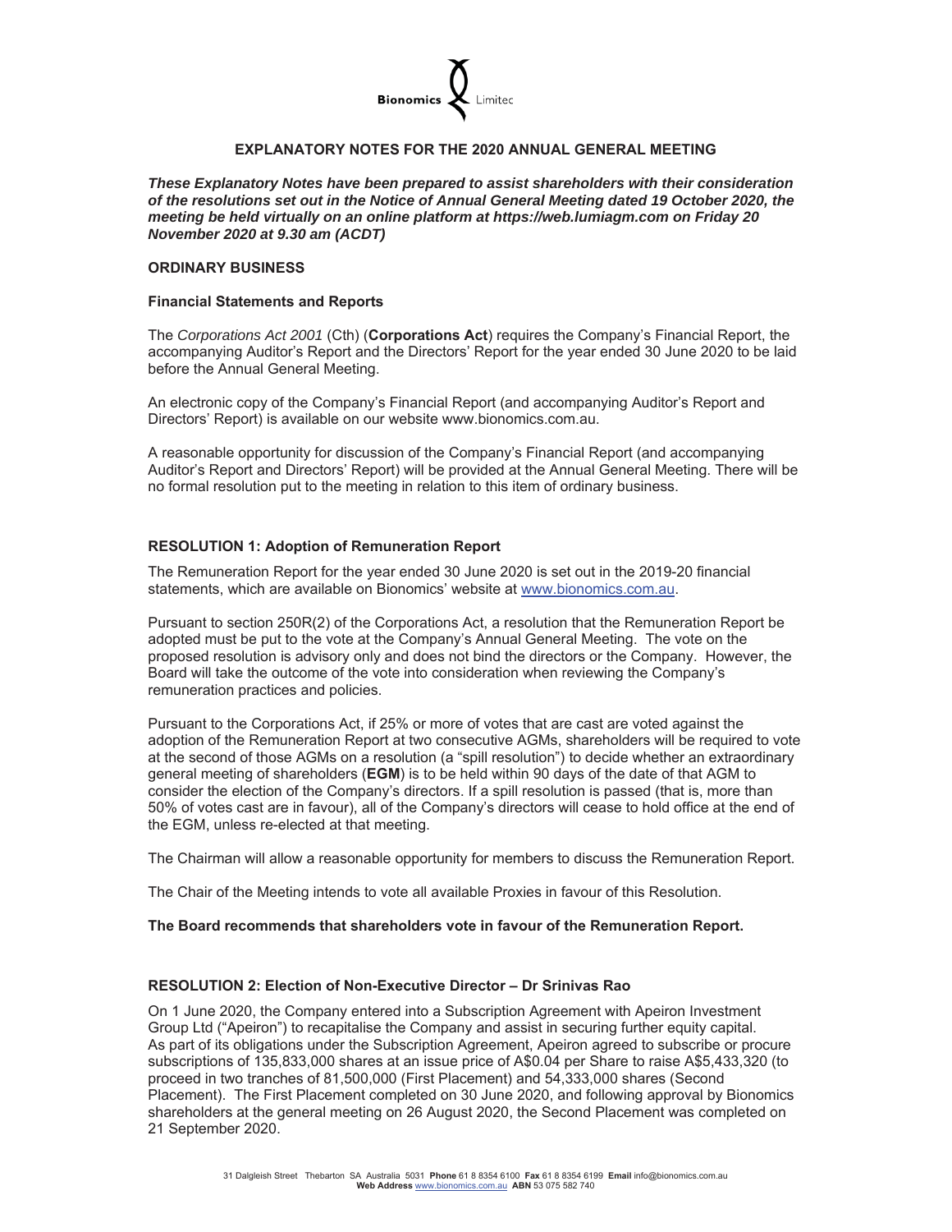# EXPLANATORY NOTES FOR THE 2020 ANNUAL GENERAL MEETING

***These Explanatory Notes have been prepared to assist shareholders with their consideration of the resolutions set out in the Notice of Annual General Meeting dated 19 October 2020, the meeting be held virtually on an online platform at https://web.lumiagm.com on Friday 20 November 2020 at 9.30 am (ACDT)***

## ORDINARY BUSINESS

### Financial Statements and Reports

The *Corporations Act 2001* (Cth) (**Corporations Act**) requires the Company's Financial Report, the accompanying Auditor's Report and the Directors' Report for the year ended 30 June 2020 to be laid before the Annual General Meeting.

An electronic copy of the Company's Financial Report (and accompanying Auditor's Report and Directors' Report) is available on our website www.bionomics.com.au.

A reasonable opportunity for discussion of the Company's Financial Report (and accompanying Auditor's Report and Directors' Report) will be provided at the Annual General Meeting. There will be no formal resolution put to the meeting in relation to this item of ordinary business.

### RESOLUTION 1: Adoption of Remuneration Report

The Remuneration Report for the year ended 30 June 2020 is set out in the 2019-20 financial statements, which are available on Bionomics' website at www.bionomics.com.au.

Pursuant to section 250R(2) of the Corporations Act, a resolution that the Remuneration Report be adopted must be put to the vote at the Company's Annual General Meeting. The vote on the proposed resolution is advisory only and does not bind the directors or the Company. However, the Board will take the outcome of the vote into consideration when reviewing the Company's remuneration practices and policies.

Pursuant to the Corporations Act, if 25% or more of votes that are cast are voted against the adoption of the Remuneration Report at two consecutive AGMs, shareholders will be required to vote at the second of those AGMs on a resolution (a "spill resolution") to decide whether an extraordinary general meeting of shareholders (**EGM**) is to be held within 90 days of the date of that AGM to consider the election of the Company's directors. If a spill resolution is passed (that is, more than 50% of votes cast are in favour), all of the Company's directors will cease to hold office at the end of the EGM, unless re-elected at that meeting.

The Chairman will allow a reasonable opportunity for members to discuss the Remuneration Report.

The Chair of the Meeting intends to vote all available Proxies in favour of this Resolution.

**The Board recommends that shareholders vote in favour of the Remuneration Report.**

### RESOLUTION 2: Election of Non-Executive Director – Dr Srinivas Rao

On 1 June 2020, the Company entered into a Subscription Agreement with Apeiron Investment Group Ltd ("Apeiron") to recapitalise the Company and assist in securing further equity capital. As part of its obligations under the Subscription Agreement, Apeiron agreed to subscribe or procure subscriptions of 135,833,000 shares at an issue price of A$0.04 per Share to raise A$5,433,320 (to proceed in two tranches of 81,500,000 (First Placement) and 54,333,000 shares (Second Placement). The First Placement completed on 30 June 2020, and following approval by Bionomics shareholders at the general meeting on 26 August 2020, the Second Placement was completed on 21 September 2020.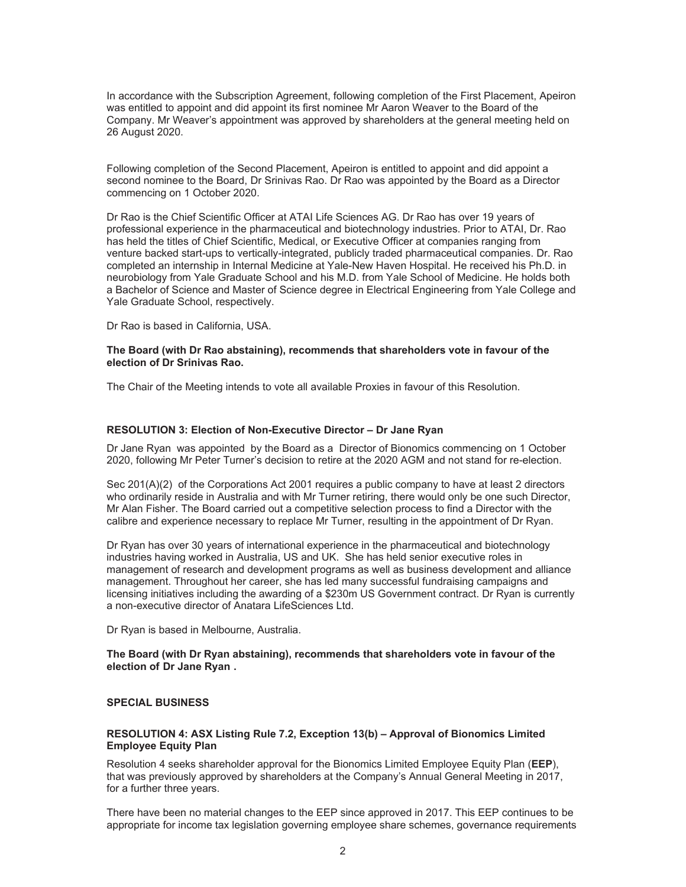In accordance with the Subscription Agreement, following completion of the First Placement, Apeiron was entitled to appoint and did appoint its first nominee Mr Aaron Weaver to the Board of the Company. Mr Weaver's appointment was approved by shareholders at the general meeting held on 26 August 2020.

Following completion of the Second Placement, Apeiron is entitled to appoint and did appoint a second nominee to the Board, Dr Srinivas Rao. Dr Rao was appointed by the Board as a Director commencing on 1 October 2020.

Dr Rao is the Chief Scientific Officer at ATAI Life Sciences AG. Dr Rao has over 19 years of professional experience in the pharmaceutical and biotechnology industries. Prior to ATAI, Dr. Rao has held the titles of Chief Scientific, Medical, or Executive Officer at companies ranging from venture backed start-ups to vertically-integrated, publicly traded pharmaceutical companies. Dr. Rao completed an internship in Internal Medicine at Yale-New Haven Hospital. He received his Ph.D. in neurobiology from Yale Graduate School and his M.D. from Yale School of Medicine. He holds both a Bachelor of Science and Master of Science degree in Electrical Engineering from Yale College and Yale Graduate School, respectively.

Dr Rao is based in California, USA.

**The Board (with Dr Rao abstaining), recommends that shareholders vote in favour of the election of Dr Srinivas Rao.**

The Chair of the Meeting intends to vote all available Proxies in favour of this Resolution.

### RESOLUTION 3: Election of Non-Executive Director – Dr Jane Ryan

Dr Jane Ryan was appointed by the Board as a Director of Bionomics commencing on 1 October 2020, following Mr Peter Turner's decision to retire at the 2020 AGM and not stand for re-election.

Sec 201(A)(2) of the Corporations Act 2001 requires a public company to have at least 2 directors who ordinarily reside in Australia and with Mr Turner retiring, there would only be one such Director, Mr Alan Fisher. The Board carried out a competitive selection process to find a Director with the calibre and experience necessary to replace Mr Turner, resulting in the appointment of Dr Ryan.

Dr Ryan has over 30 years of international experience in the pharmaceutical and biotechnology industries having worked in Australia, US and UK. She has held senior executive roles in management of research and development programs as well as business development and alliance management. Throughout her career, she has led many successful fundraising campaigns and licensing initiatives including the awarding of a $230m US Government contract. Dr Ryan is currently a non-executive director of Anatara LifeSciences Ltd.

Dr Ryan is based in Melbourne, Australia.

**The Board (with Dr Ryan abstaining), recommends that shareholders vote in favour of the election of Dr Jane Ryan .**

## SPECIAL BUSINESS

### RESOLUTION 4: ASX Listing Rule 7.2, Exception 13(b) – Approval of Bionomics Limited Employee Equity Plan

Resolution 4 seeks shareholder approval for the Bionomics Limited Employee Equity Plan (**EEP**), that was previously approved by shareholders at the Company's Annual General Meeting in 2017, for a further three years.

There have been no material changes to the EEP since approved in 2017. This EEP continues to be appropriate for income tax legislation governing employee share schemes, governance requirements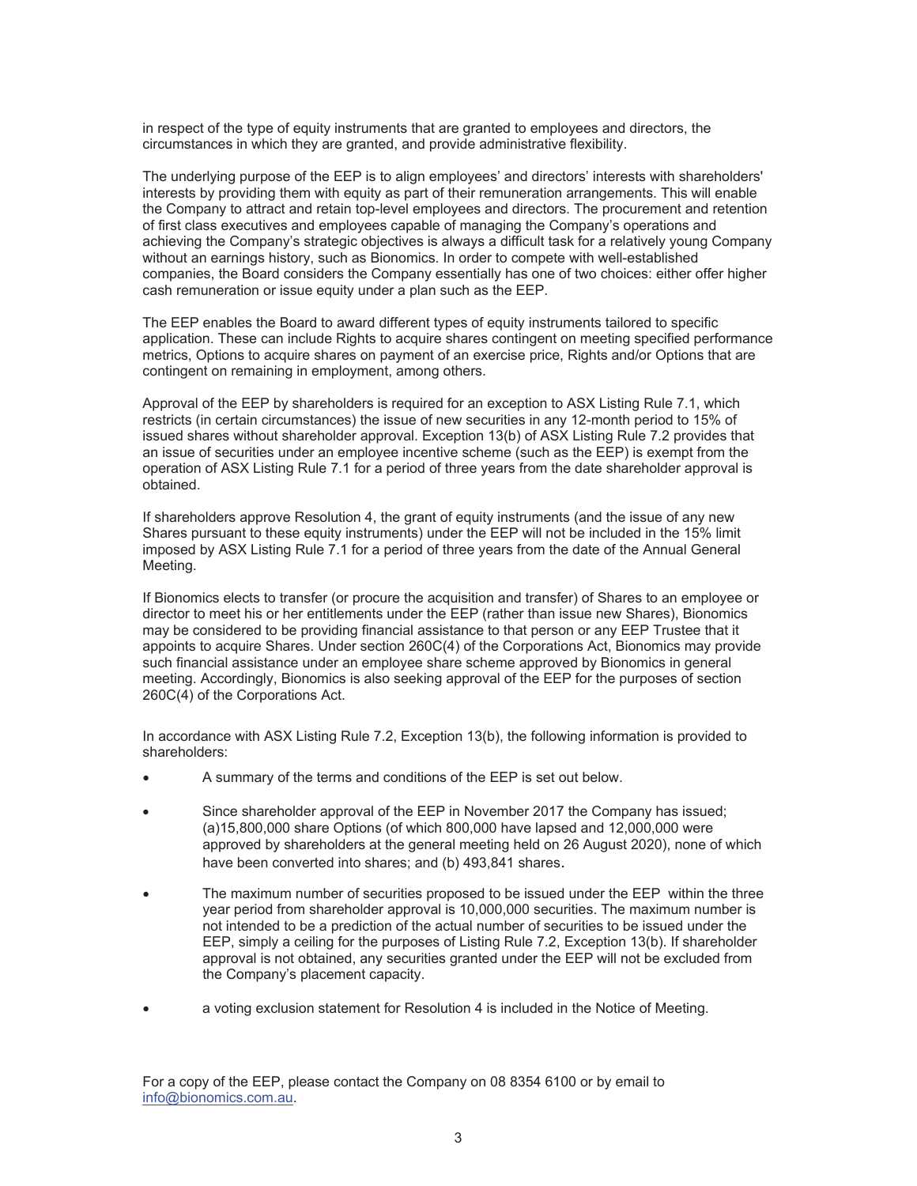in respect of the type of equity instruments that are granted to employees and directors, the circumstances in which they are granted, and provide administrative flexibility.

The underlying purpose of the EEP is to align employees' and directors' interests with shareholders' interests by providing them with equity as part of their remuneration arrangements. This will enable the Company to attract and retain top-level employees and directors. The procurement and retention of first class executives and employees capable of managing the Company's operations and achieving the Company's strategic objectives is always a difficult task for a relatively young Company without an earnings history, such as Bionomics. In order to compete with well-established companies, the Board considers the Company essentially has one of two choices: either offer higher cash remuneration or issue equity under a plan such as the EEP.

The EEP enables the Board to award different types of equity instruments tailored to specific application. These can include Rights to acquire shares contingent on meeting specified performance metrics, Options to acquire shares on payment of an exercise price, Rights and/or Options that are contingent on remaining in employment, among others.

Approval of the EEP by shareholders is required for an exception to ASX Listing Rule 7.1, which restricts (in certain circumstances) the issue of new securities in any 12-month period to 15% of issued shares without shareholder approval. Exception 13(b) of ASX Listing Rule 7.2 provides that an issue of securities under an employee incentive scheme (such as the EEP) is exempt from the operation of ASX Listing Rule 7.1 for a period of three years from the date shareholder approval is obtained.

If shareholders approve Resolution 4, the grant of equity instruments (and the issue of any new Shares pursuant to these equity instruments) under the EEP will not be included in the 15% limit imposed by ASX Listing Rule 7.1 for a period of three years from the date of the Annual General Meeting.

If Bionomics elects to transfer (or procure the acquisition and transfer) of Shares to an employee or director to meet his or her entitlements under the EEP (rather than issue new Shares), Bionomics may be considered to be providing financial assistance to that person or any EEP Trustee that it appoints to acquire Shares. Under section 260C(4) of the Corporations Act, Bionomics may provide such financial assistance under an employee share scheme approved by Bionomics in general meeting. Accordingly, Bionomics is also seeking approval of the EEP for the purposes of section 260C(4) of the Corporations Act.

In accordance with ASX Listing Rule 7.2, Exception 13(b), the following information is provided to shareholders:

- A summary of the terms and conditions of the EEP is set out below.
- Since shareholder approval of the EEP in November 2017 the Company has issued; (a)15,800,000 share Options (of which 800,000 have lapsed and 12,000,000 were approved by shareholders at the general meeting held on 26 August 2020), none of which have been converted into shares; and (b) 493,841 shares.
- The maximum number of securities proposed to be issued under the EEP within the three year period from shareholder approval is 10,000,000 securities. The maximum number is not intended to be a prediction of the actual number of securities to be issued under the EEP, simply a ceiling for the purposes of Listing Rule 7.2, Exception 13(b). If shareholder approval is not obtained, any securities granted under the EEP will not be excluded from the Company's placement capacity.
- a voting exclusion statement for Resolution 4 is included in the Notice of Meeting.

For a copy of the EEP, please contact the Company on 08 8354 6100 or by email to info@bionomics.com.au.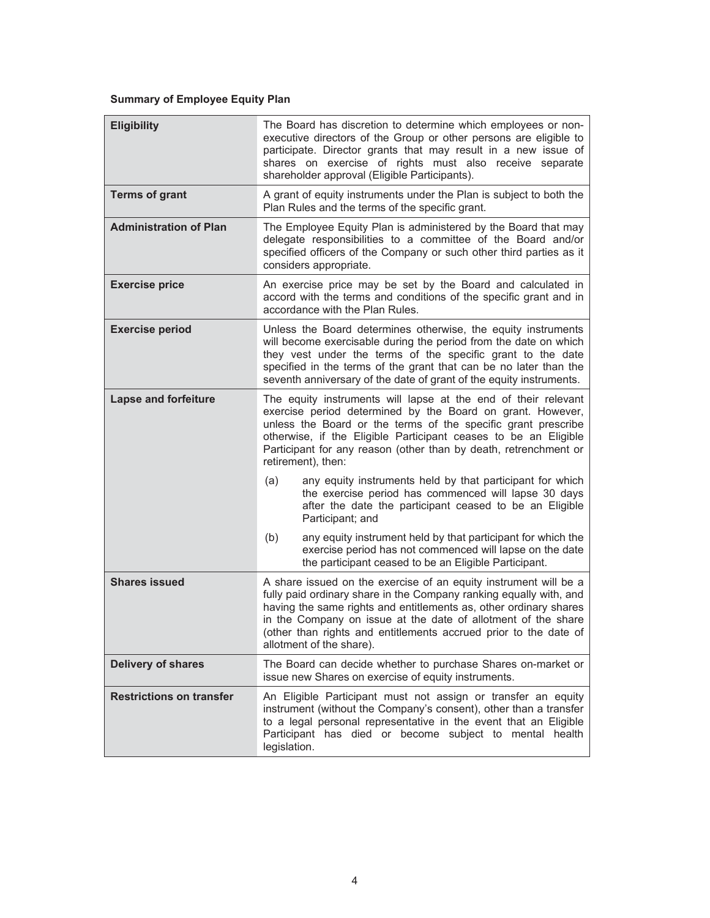**Summary of Employee Equity Plan**

| | |
|---|---|
| **Eligibility** | The Board has discretion to determine which employees or non-executive directors of the Group or other persons are eligible to participate. Director grants that may result in a new issue of shares on exercise of rights must also receive separate shareholder approval (Eligible Participants). |
| **Terms of grant** | A grant of equity instruments under the Plan is subject to both the Plan Rules and the terms of the specific grant. |
| **Administration of Plan** | The Employee Equity Plan is administered by the Board that may delegate responsibilities to a committee of the Board and/or specified officers of the Company or such other third parties as it considers appropriate. |
| **Exercise price** | An exercise price may be set by the Board and calculated in accord with the terms and conditions of the specific grant and in accordance with the Plan Rules. |
| **Exercise period** | Unless the Board determines otherwise, the equity instruments will become exercisable during the period from the date on which they vest under the terms of the specific grant to the date specified in the terms of the grant that can be no later than the seventh anniversary of the date of grant of the equity instruments. |
| **Lapse and forfeiture** | The equity instruments will lapse at the end of their relevant exercise period determined by the Board on grant. However, unless the Board or the terms of the specific grant prescribe otherwise, if the Eligible Participant ceases to be an Eligible Participant for any reason (other than by death, retrenchment or retirement), then:<br>(a) any equity instruments held by that participant for which the exercise period has commenced will lapse 30 days after the date the participant ceased to be an Eligible Participant; and<br>(b) any equity instrument held by that participant for which the exercise period has not commenced will lapse on the date the participant ceased to be an Eligible Participant. |
| **Shares issued** | A share issued on the exercise of an equity instrument will be a fully paid ordinary share in the Company ranking equally with, and having the same rights and entitlements as, other ordinary shares in the Company on issue at the date of allotment of the share (other than rights and entitlements accrued prior to the date of allotment of the share). |
| **Delivery of shares** | The Board can decide whether to purchase Shares on-market or issue new Shares on exercise of equity instruments. |
| **Restrictions on transfer** | An Eligible Participant must not assign or transfer an equity instrument (without the Company's consent), other than a transfer to a legal personal representative in the event that an Eligible Participant has died or become subject to mental health legislation. |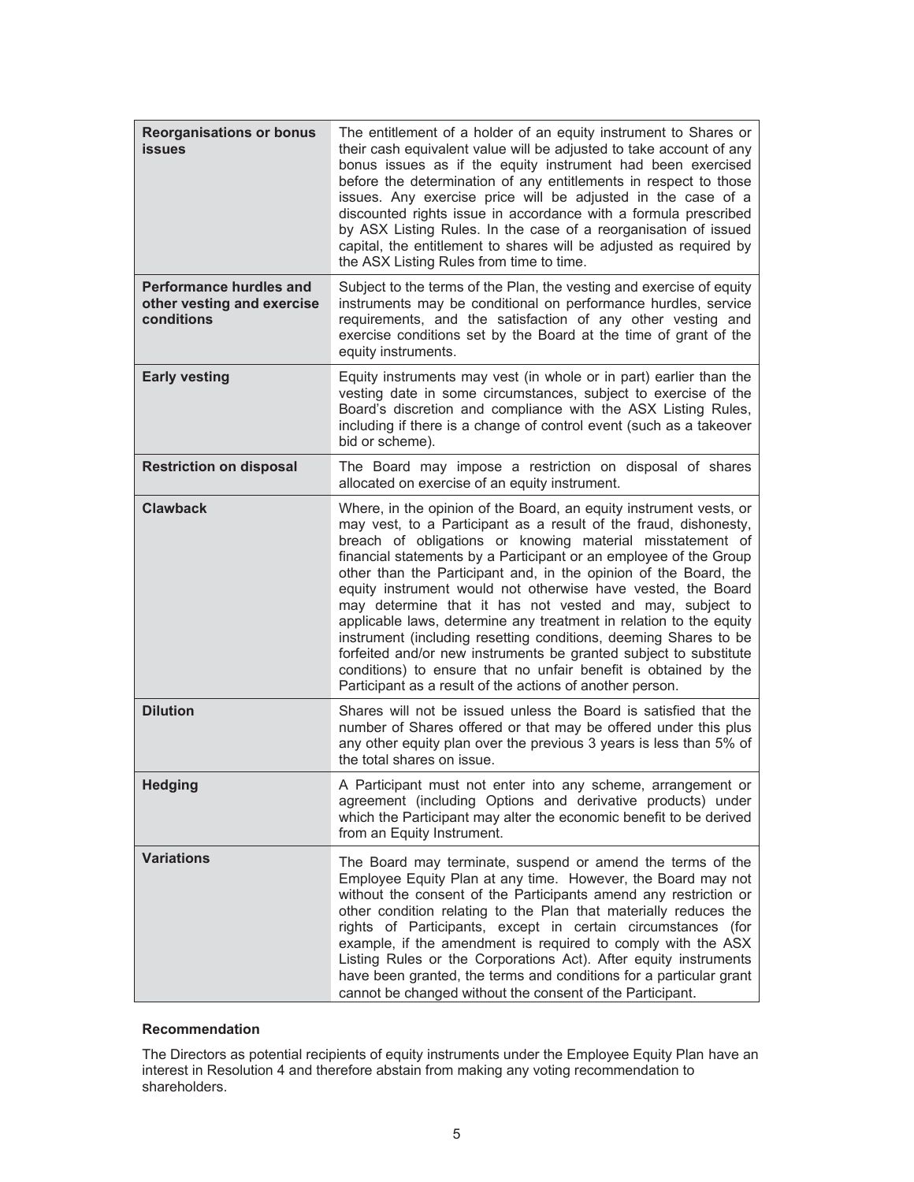| **Reorganisations or bonus issues** | The entitlement of a holder of an equity instrument to Shares or their cash equivalent value will be adjusted to take account of any bonus issues as if the equity instrument had been exercised before the determination of any entitlements in respect to those issues. Any exercise price will be adjusted in the case of a discounted rights issue in accordance with a formula prescribed by ASX Listing Rules. In the case of a reorganisation of issued capital, the entitlement to shares will be adjusted as required by the ASX Listing Rules from time to time. |
|---|---|
| **Performance hurdles and other vesting and exercise conditions** | Subject to the terms of the Plan, the vesting and exercise of equity instruments may be conditional on performance hurdles, service requirements, and the satisfaction of any other vesting and exercise conditions set by the Board at the time of grant of the equity instruments. |
| **Early vesting** | Equity instruments may vest (in whole or in part) earlier than the vesting date in some circumstances, subject to exercise of the Board's discretion and compliance with the ASX Listing Rules, including if there is a change of control event (such as a takeover bid or scheme). |
| **Restriction on disposal** | The Board may impose a restriction on disposal of shares allocated on exercise of an equity instrument. |
| **Clawback** | Where, in the opinion of the Board, an equity instrument vests, or may vest, to a Participant as a result of the fraud, dishonesty, breach of obligations or knowing material misstatement of financial statements by a Participant or an employee of the Group other than the Participant and, in the opinion of the Board, the equity instrument would not otherwise have vested, the Board may determine that it has not vested and may, subject to applicable laws, determine any treatment in relation to the equity instrument (including resetting conditions, deeming Shares to be forfeited and/or new instruments be granted subject to substitute conditions) to ensure that no unfair benefit is obtained by the Participant as a result of the actions of another person. |
| **Dilution** | Shares will not be issued unless the Board is satisfied that the number of Shares offered or that may be offered under this plus any other equity plan over the previous 3 years is less than 5% of the total shares on issue. |
| **Hedging** | A Participant must not enter into any scheme, arrangement or agreement (including Options and derivative products) under which the Participant may alter the economic benefit to be derived from an Equity Instrument. |
| **Variations** | The Board may terminate, suspend or amend the terms of the Employee Equity Plan at any time. However, the Board may not without the consent of the Participants amend any restriction or other condition relating to the Plan that materially reduces the rights of Participants, except in certain circumstances (for example, if the amendment is required to comply with the ASX Listing Rules or the Corporations Act). After equity instruments have been granted, the terms and conditions for a particular grant cannot be changed without the consent of the Participant. |

**Recommendation**

The Directors as potential recipients of equity instruments under the Employee Equity Plan have an interest in Resolution 4 and therefore abstain from making any voting recommendation to shareholders.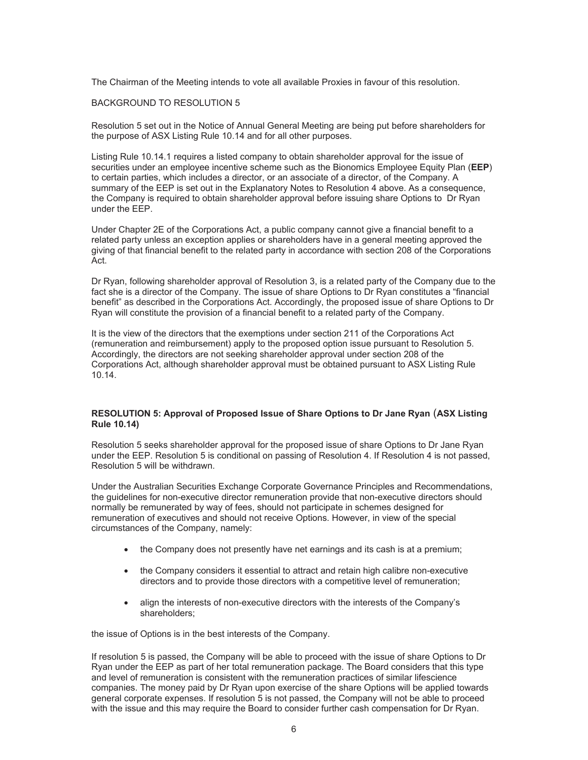The Chairman of the Meeting intends to vote all available Proxies in favour of this resolution.

BACKGROUND TO RESOLUTION 5

Resolution 5 set out in the Notice of Annual General Meeting are being put before shareholders for the purpose of ASX Listing Rule 10.14 and for all other purposes.

Listing Rule 10.14.1 requires a listed company to obtain shareholder approval for the issue of securities under an employee incentive scheme such as the Bionomics Employee Equity Plan (**EEP**) to certain parties, which includes a director, or an associate of a director, of the Company. A summary of the EEP is set out in the Explanatory Notes to Resolution 4 above. As a consequence, the Company is required to obtain shareholder approval before issuing share Options to Dr Ryan under the EEP.

Under Chapter 2E of the Corporations Act, a public company cannot give a financial benefit to a related party unless an exception applies or shareholders have in a general meeting approved the giving of that financial benefit to the related party in accordance with section 208 of the Corporations Act.

Dr Ryan, following shareholder approval of Resolution 3, is a related party of the Company due to the fact she is a director of the Company. The issue of share Options to Dr Ryan constitutes a "financial benefit" as described in the Corporations Act. Accordingly, the proposed issue of share Options to Dr Ryan will constitute the provision of a financial benefit to a related party of the Company.

It is the view of the directors that the exemptions under section 211 of the Corporations Act (remuneration and reimbursement) apply to the proposed option issue pursuant to Resolution 5. Accordingly, the directors are not seeking shareholder approval under section 208 of the Corporations Act, although shareholder approval must be obtained pursuant to ASX Listing Rule 10.14.

**RESOLUTION 5: Approval of Proposed Issue of Share Options to Dr Jane Ryan (ASX Listing Rule 10.14)**

Resolution 5 seeks shareholder approval for the proposed issue of share Options to Dr Jane Ryan under the EEP. Resolution 5 is conditional on passing of Resolution 4. If Resolution 4 is not passed, Resolution 5 will be withdrawn.

Under the Australian Securities Exchange Corporate Governance Principles and Recommendations, the guidelines for non-executive director remuneration provide that non-executive directors should normally be remunerated by way of fees, should not participate in schemes designed for remuneration of executives and should not receive Options. However, in view of the special circumstances of the Company, namely:

- the Company does not presently have net earnings and its cash is at a premium;
- the Company considers it essential to attract and retain high calibre non-executive directors and to provide those directors with a competitive level of remuneration;
- align the interests of non-executive directors with the interests of the Company's shareholders;

the issue of Options is in the best interests of the Company.

If resolution 5 is passed, the Company will be able to proceed with the issue of share Options to Dr Ryan under the EEP as part of her total remuneration package. The Board considers that this type and level of remuneration is consistent with the remuneration practices of similar lifescience companies. The money paid by Dr Ryan upon exercise of the share Options will be applied towards general corporate expenses. If resolution 5 is not passed, the Company will not be able to proceed with the issue and this may require the Board to consider further cash compensation for Dr Ryan.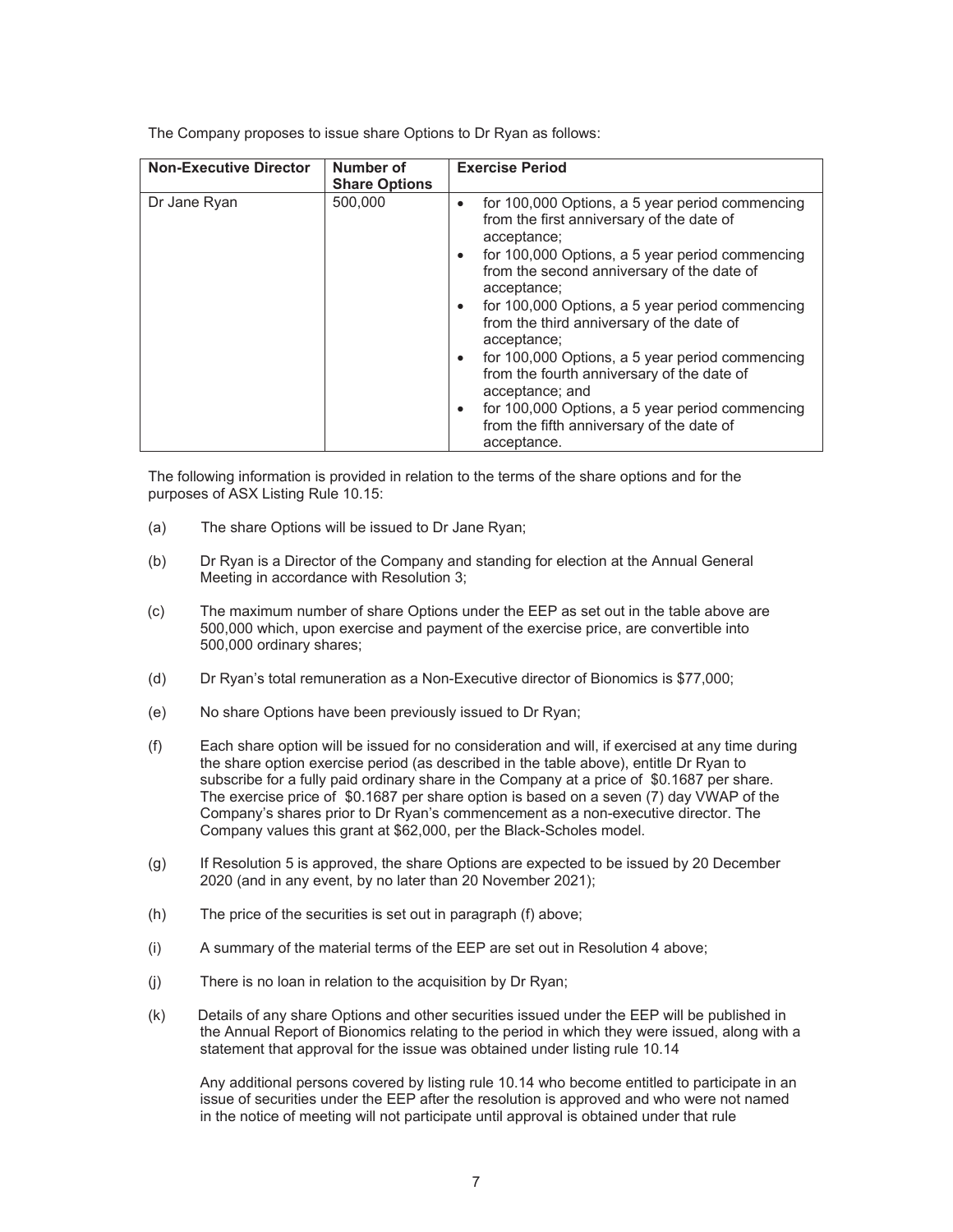The Company proposes to issue share Options to Dr Ryan as follows:

| Non-Executive Director | Number of Share Options | Exercise Period |
|---|---|---|
| Dr Jane Ryan | 500,000 | • for 100,000 Options, a 5 year period commencing from the first anniversary of the date of acceptance;<br>• for 100,000 Options, a 5 year period commencing from the second anniversary of the date of acceptance;<br>• for 100,000 Options, a 5 year period commencing from the third anniversary of the date of acceptance;<br>• for 100,000 Options, a 5 year period commencing from the fourth anniversary of the date of acceptance; and<br>• for 100,000 Options, a 5 year period commencing from the fifth anniversary of the date of acceptance. |

The following information is provided in relation to the terms of the share options and for the purposes of ASX Listing Rule 10.15:

(a) The share Options will be issued to Dr Jane Ryan;

(b) Dr Ryan is a Director of the Company and standing for election at the Annual General Meeting in accordance with Resolution 3;

(c) The maximum number of share Options under the EEP as set out in the table above are 500,000 which, upon exercise and payment of the exercise price, are convertible into 500,000 ordinary shares;

(d) Dr Ryan's total remuneration as a Non-Executive director of Bionomics is $77,000;

(e) No share Options have been previously issued to Dr Ryan;

(f) Each share option will be issued for no consideration and will, if exercised at any time during the share option exercise period (as described in the table above), entitle Dr Ryan to subscribe for a fully paid ordinary share in the Company at a price of $0.1687 per share. The exercise price of $0.1687 per share option is based on a seven (7) day VWAP of the Company's shares prior to Dr Ryan's commencement as a non-executive director. The Company values this grant at $62,000, per the Black-Scholes model.

(g) If Resolution 5 is approved, the share Options are expected to be issued by 20 December 2020 (and in any event, by no later than 20 November 2021);

(h) The price of the securities is set out in paragraph (f) above;

(i) A summary of the material terms of the EEP are set out in Resolution 4 above;

(j) There is no loan in relation to the acquisition by Dr Ryan;

(k) Details of any share Options and other securities issued under the EEP will be published in the Annual Report of Bionomics relating to the period in which they were issued, along with a statement that approval for the issue was obtained under listing rule 10.14

Any additional persons covered by listing rule 10.14 who become entitled to participate in an issue of securities under the EEP after the resolution is approved and who were not named in the notice of meeting will not participate until approval is obtained under that rule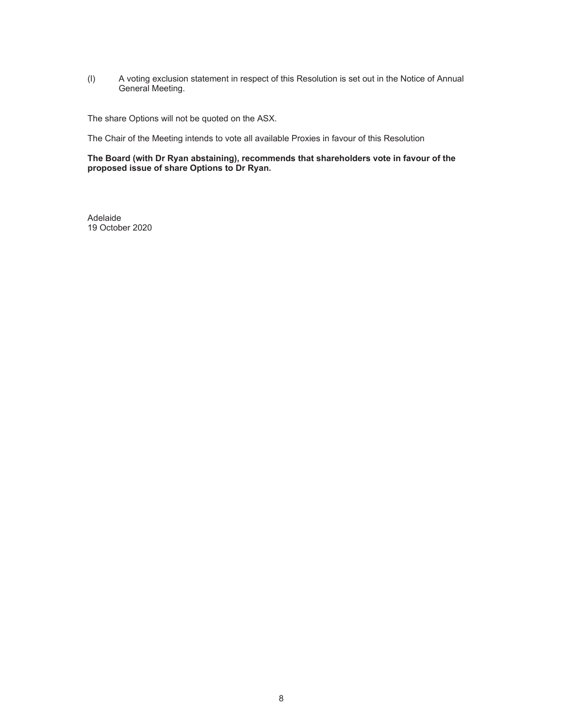(l) A voting exclusion statement in respect of this Resolution is set out in the Notice of Annual General Meeting.

The share Options will not be quoted on the ASX.

The Chair of the Meeting intends to vote all available Proxies in favour of this Resolution

**The Board (with Dr Ryan abstaining), recommends that shareholders vote in favour of the proposed issue of share Options to Dr Ryan.**

Adelaide
19 October 2020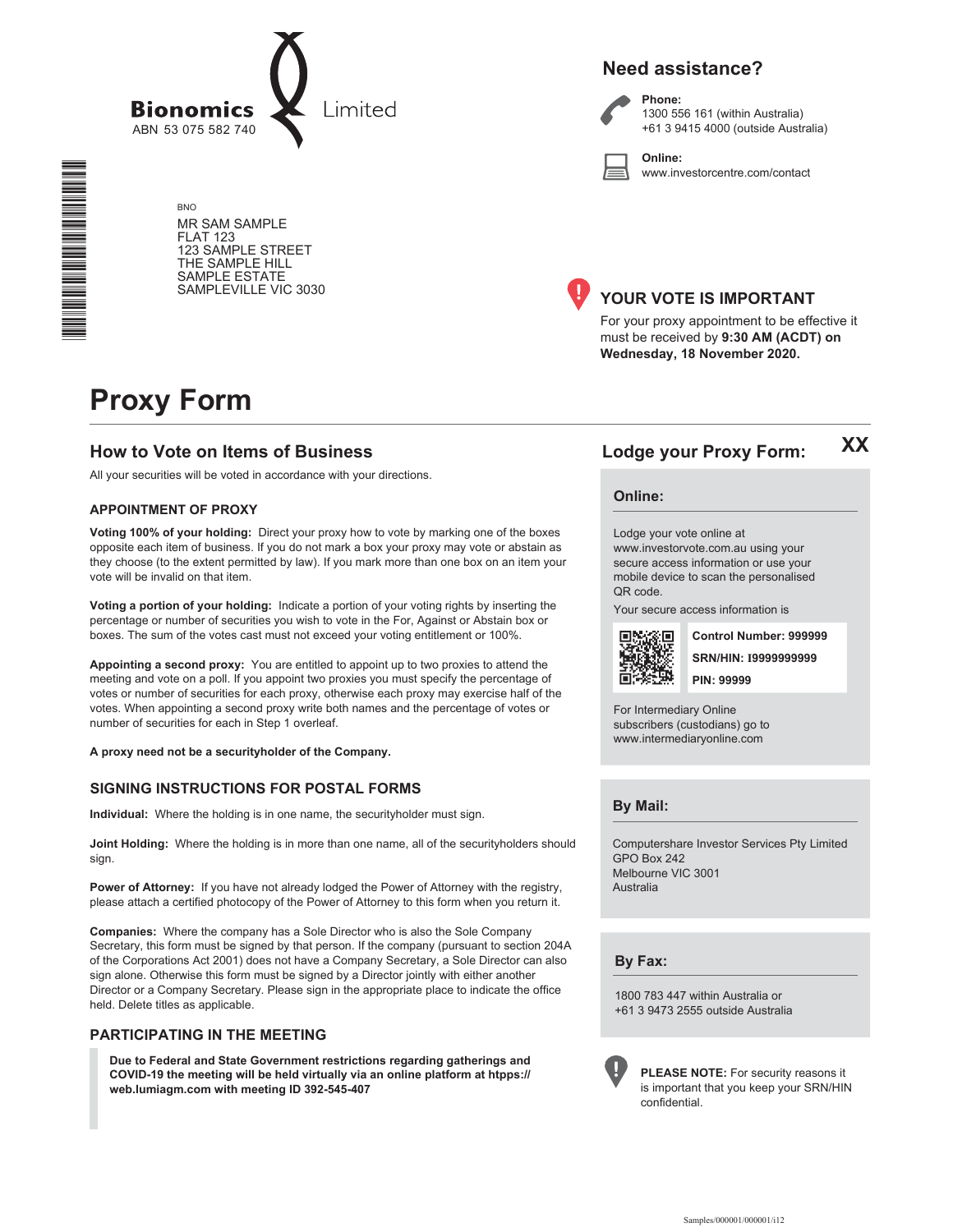**Bionomics** Limited
ABN 53 075 582 740

BNO
MR SAM SAMPLE
FLAT 123
123 SAMPLE STREET
THE SAMPLE HILL
SAMPLE ESTATE
SAMPLEVILLE VIC 3030

## Need assistance?

**Phone:**
1300 556 161 (within Australia)
+61 3 9415 4000 (outside Australia)

**Online:**
www.investorcentre.com/contact

## YOUR VOTE IS IMPORTANT

For your proxy appointment to be effective it must be received by **9:30 AM (ACDT) on Wednesday, 18 November 2020.**

# Proxy Form

## How to Vote on Items of Business

All your securities will be voted in accordance with your directions.

### APPOINTMENT OF PROXY

**Voting 100% of your holding:** Direct your proxy how to vote by marking one of the boxes opposite each item of business. If you do not mark a box your proxy may vote or abstain as they choose (to the extent permitted by law). If you mark more than one box on an item your vote will be invalid on that item.

**Voting a portion of your holding:** Indicate a portion of your voting rights by inserting the percentage or number of securities you wish to vote in the For, Against or Abstain box or boxes. The sum of the votes cast must not exceed your voting entitlement or 100%.

**Appointing a second proxy:** You are entitled to appoint up to two proxies to attend the meeting and vote on a poll. If you appoint two proxies you must specify the percentage of votes or number of securities for each proxy, otherwise each proxy may exercise half of the votes. When appointing a second proxy write both names and the percentage of votes or number of securities for each in Step 1 overleaf.

**A proxy need not be a securityholder of the Company.**

### SIGNING INSTRUCTIONS FOR POSTAL FORMS

**Individual:** Where the holding is in one name, the securityholder must sign.

**Joint Holding:** Where the holding is in more than one name, all of the securityholders should sign.

**Power of Attorney:** If you have not already lodged the Power of Attorney with the registry, please attach a certified photocopy of the Power of Attorney to this form when you return it.

**Companies:** Where the company has a Sole Director who is also the Sole Company Secretary, this form must be signed by that person. If the company (pursuant to section 204A of the Corporations Act 2001) does not have a Company Secretary, a Sole Director can also sign alone. Otherwise this form must be signed by a Director jointly with either another Director or a Company Secretary. Please sign in the appropriate place to indicate the office held. Delete titles as applicable.

### PARTICIPATING IN THE MEETING

**Due to Federal and State Government restrictions regarding gatherings and COVID-19 the meeting will be held virtually via an online platform at https://web.lumiagm.com with meeting ID 392-545-407**

## Lodge your Proxy Form: XX

### Online:

Lodge your vote online at www.investorvote.com.au using your secure access information or use your mobile device to scan the personalised QR code.

Your secure access information is

**Control Number: 999999**
**SRN/HIN: I9999999999**
**PIN: 99999**

For Intermediary Online subscribers (custodians) go to www.intermediaryonline.com

### By Mail:

Computershare Investor Services Pty Limited
GPO Box 242
Melbourne VIC 3001
Australia

### By Fax:

1800 783 447 within Australia or
+61 3 9473 2555 outside Australia

**PLEASE NOTE:** For security reasons it is important that you keep your SRN/HIN confidential.

Samples/000001/000001/i12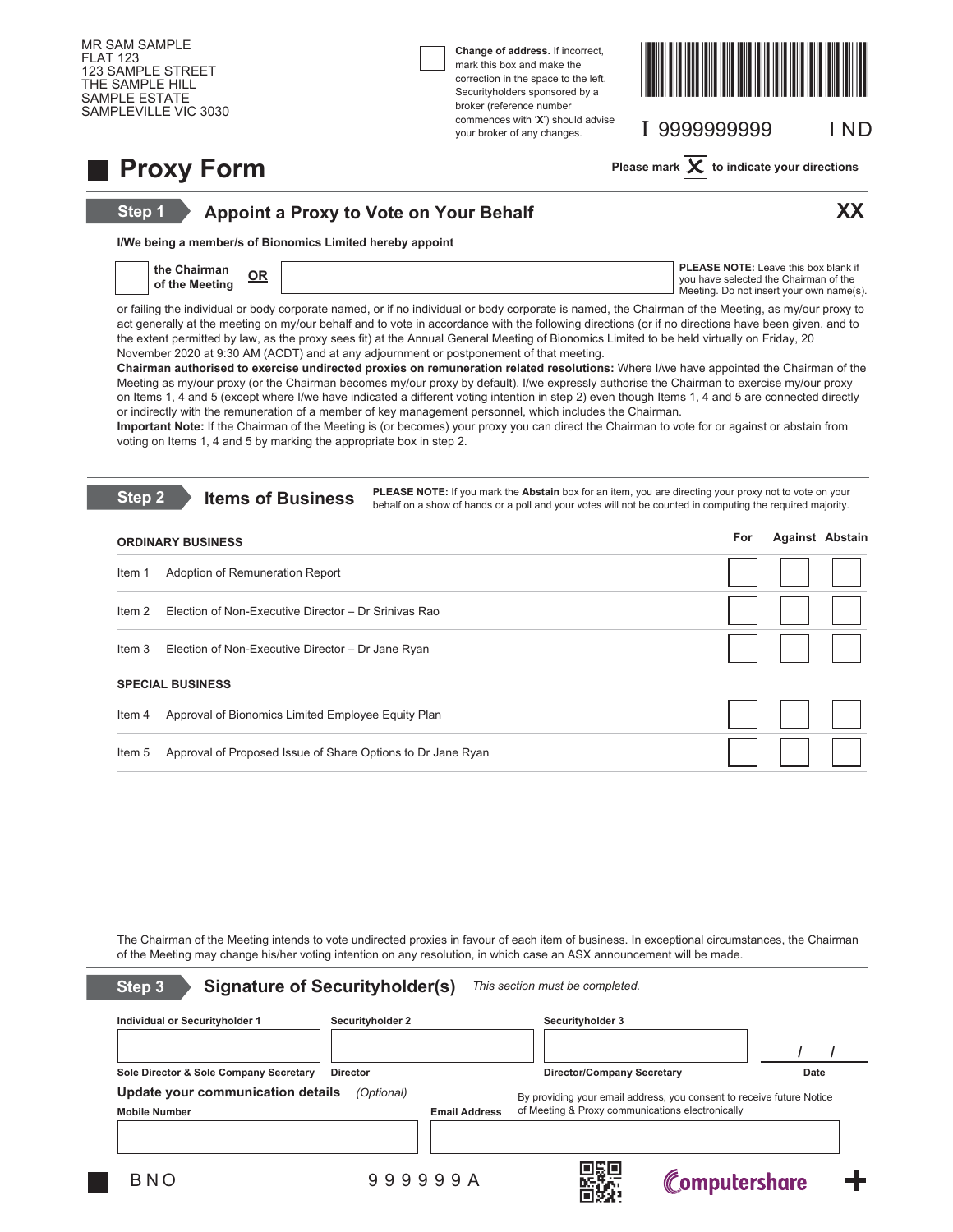MR SAM SAMPLE
FLAT 123
123 SAMPLE STREET
THE SAMPLE HILL
SAMPLE ESTATE
SAMPLEVILLE VIC 3030

☐ **Change of address.** If incorrect, mark this box and make the correction in the space to the left. Securityholders sponsored by a broker (reference number commences with '**X**') should advise your broker of any changes.

I 9999999999 IND

# Proxy Form

Please mark ☒ to indicate your directions

## Step 1 Appoint a Proxy to Vote on Your Behalf

XX

**I/We being a member/s of Bionomics Limited hereby appoint**

☐ **the Chairman of the Meeting** **OR** ____________________

**PLEASE NOTE:** Leave this box blank if you have selected the Chairman of the Meeting. Do not insert your own name(s).

or failing the individual or body corporate named, or if no individual or body corporate is named, the Chairman of the Meeting, as my/our proxy to act generally at the meeting on my/our behalf and to vote in accordance with the following directions (or if no directions have been given, and to the extent permitted by law, as the proxy sees fit) at the Annual General Meeting of Bionomics Limited to be held virtually on Friday, 20 November 2020 at 9:30 AM (ACDT) and at any adjournment or postponement of that meeting.

**Chairman authorised to exercise undirected proxies on remuneration related resolutions:** Where I/we have appointed the Chairman of the Meeting as my/our proxy (or the Chairman becomes my/our proxy by default), I/we expressly authorise the Chairman to exercise my/our proxy on Items 1, 4 and 5 (except where I/we have indicated a different voting intention in step 2) even though Items 1, 4 and 5 are connected directly or indirectly with the remuneration of a member of key management personnel, which includes the Chairman.

**Important Note:** If the Chairman of the Meeting is (or becomes) your proxy you can direct the Chairman to vote for or against or abstain from voting on Items 1, 4 and 5 by marking the appropriate box in step 2.

## Step 2 Items of Business

**PLEASE NOTE:** If you mark the **Abstain** box for an item, you are directing your proxy not to vote on your behalf on a show of hands or a poll and your votes will not be counted in computing the required majority.

| | | For | Against | Abstain |
|---|---|---|---|---|
| **ORDINARY BUSINESS** | | | | |
| Item 1 | Adoption of Remuneration Report | ☐ | ☐ | ☐ |
| Item 2 | Election of Non-Executive Director – Dr Srinivas Rao | ☐ | ☐ | ☐ |
| Item 3 | Election of Non-Executive Director – Dr Jane Ryan | ☐ | ☐ | ☐ |
| **SPECIAL BUSINESS** | | | | |
| Item 4 | Approval of Bionomics Limited Employee Equity Plan | ☐ | ☐ | ☐ |
| Item 5 | Approval of Proposed Issue of Share Options to Dr Jane Ryan | ☐ | ☐ | ☐ |

The Chairman of the Meeting intends to vote undirected proxies in favour of each item of business. In exceptional circumstances, the Chairman of the Meeting may change his/her voting intention on any resolution, in which case an ASX announcement will be made.

## Step 3 Signature of Securityholder(s)

*This section must be completed.*

| Individual or Securityholder 1 | Securityholder 2 | Securityholder 3 | |
|---|---|---|---|
| | | | / / |
| Sole Director & Sole Company Secretary | Director | Director/Company Secretary | Date |

**Update your communication details** *(Optional)*

By providing your email address, you consent to receive future Notice of Meeting & Proxy communications electronically

| Mobile Number | Email Address |
|---|---|
| | |

BNO 999999A

computershare